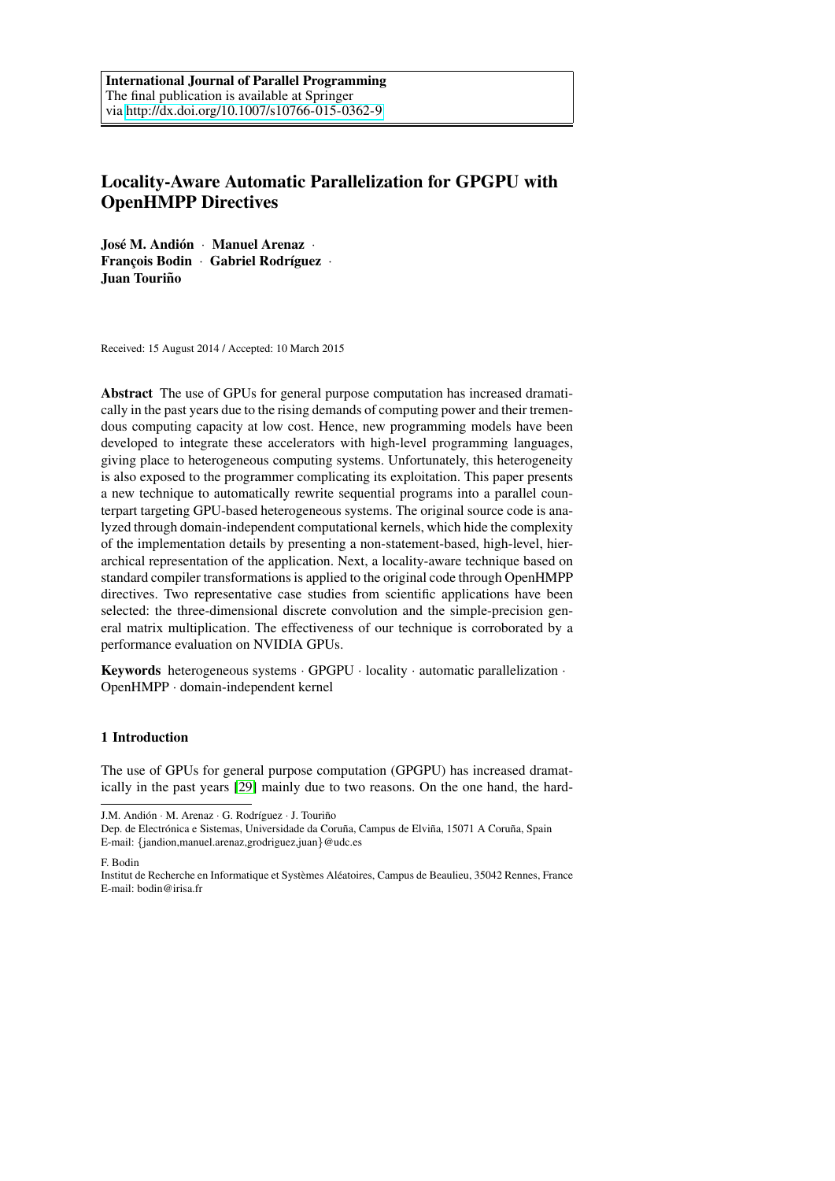**International Journal of Parallel Programming**
The final publication is available at Springer
via http://dx.doi.org/10.1007/s10766-015-0362-9

# Locality-Aware Automatic Parallelization for GPGPU with OpenHMPP Directives

**José M. Andión** · **Manuel Arenaz** · **François Bodin** · **Gabriel Rodríguez** · **Juan Touriño**

Received: 15 August 2014 / Accepted: 10 March 2015

**Abstract** The use of GPUs for general purpose computation has increased dramatically in the past years due to the rising demands of computing power and their tremendous computing capacity at low cost. Hence, new programming models have been developed to integrate these accelerators with high-level programming languages, giving place to heterogeneous computing systems. Unfortunately, this heterogeneity is also exposed to the programmer complicating its exploitation. This paper presents a new technique to automatically rewrite sequential programs into a parallel counterpart targeting GPU-based heterogeneous systems. The original source code is analyzed through domain-independent computational kernels, which hide the complexity of the implementation details by presenting a non-statement-based, high-level, hierarchical representation of the application. Next, a locality-aware technique based on standard compiler transformations is applied to the original code through OpenHMPP directives. Two representative case studies from scientific applications have been selected: the three-dimensional discrete convolution and the simple-precision general matrix multiplication. The effectiveness of our technique is corroborated by a performance evaluation on NVIDIA GPUs.

**Keywords** heterogeneous systems · GPGPU · locality · automatic parallelization · OpenHMPP · domain-independent kernel

## 1 Introduction

The use of GPUs for general purpose computation (GPGPU) has increased dramatically in the past years [29] mainly due to two reasons. On the one hand, the hard-

---

J.M. Andión · M. Arenaz · G. Rodríguez · J. Touriño
Dep. de Electrónica e Sistemas, Universidade da Coruña, Campus de Elviña, 15071 A Coruña, Spain
E-mail: {jandion,manuel.arenaz,grodriguez,juan}@udc.es

F. Bodin
Institut de Recherche en Informatique et Systèmes Aléatoires, Campus de Beaulieu, 35042 Rennes, France
E-mail: bodin@irisa.fr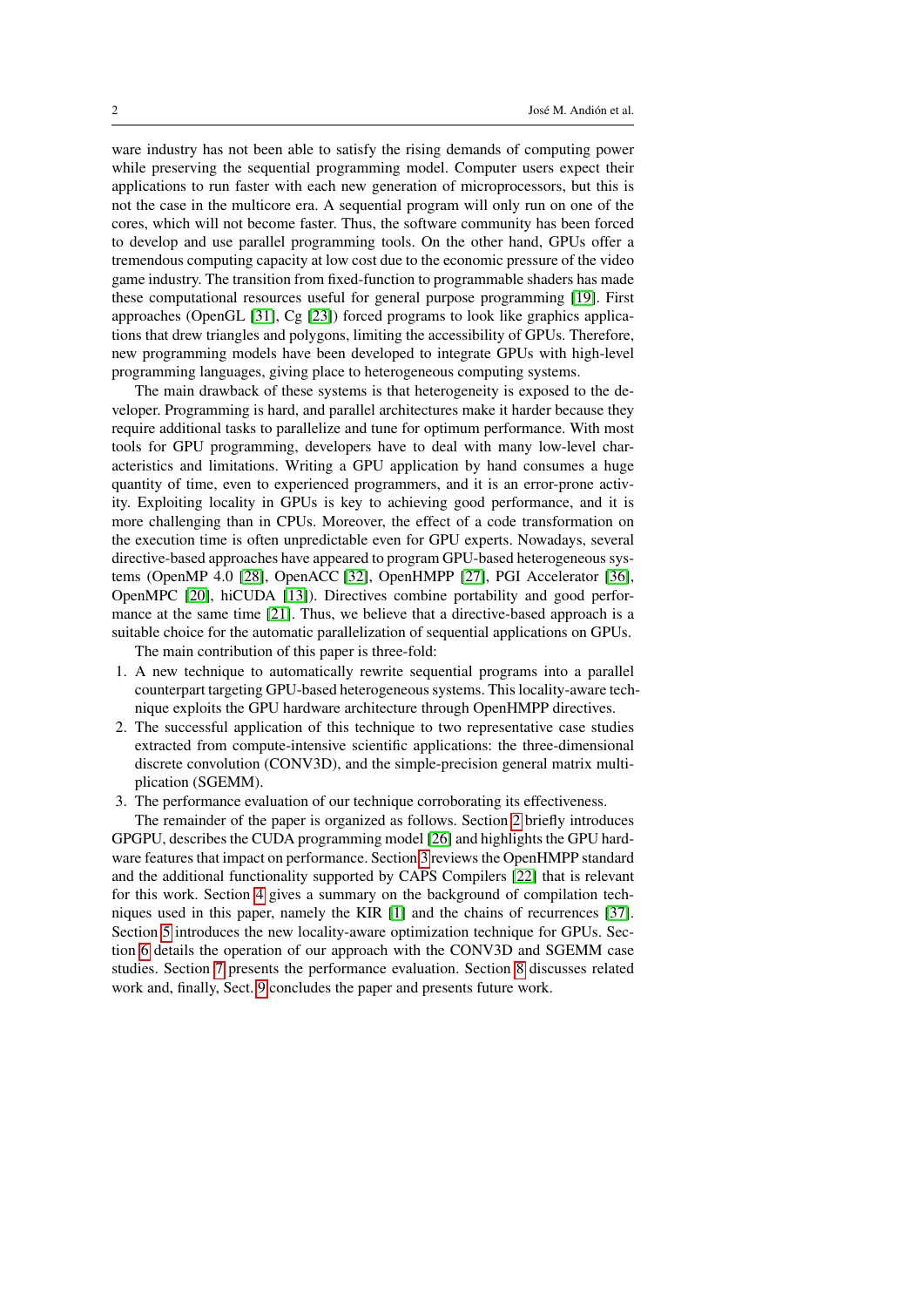ware industry has not been able to satisfy the rising demands of computing power while preserving the sequential programming model. Computer users expect their applications to run faster with each new generation of microprocessors, but this is not the case in the multicore era. A sequential program will only run on one of the cores, which will not become faster. Thus, the software community has been forced to develop and use parallel programming tools. On the other hand, GPUs offer a tremendous computing capacity at low cost due to the economic pressure of the video game industry. The transition from fixed-function to programmable shaders has made these computational resources useful for general purpose programming [19]. First approaches (OpenGL [31], Cg [23]) forced programs to look like graphics applications that drew triangles and polygons, limiting the accessibility of GPUs. Therefore, new programming models have been developed to integrate GPUs with high-level programming languages, giving place to heterogeneous computing systems.

The main drawback of these systems is that heterogeneity is exposed to the developer. Programming is hard, and parallel architectures make it harder because they require additional tasks to parallelize and tune for optimum performance. With most tools for GPU programming, developers have to deal with many low-level characteristics and limitations. Writing a GPU application by hand consumes a huge quantity of time, even to experienced programmers, and it is an error-prone activity. Exploiting locality in GPUs is key to achieving good performance, and it is more challenging than in CPUs. Moreover, the effect of a code transformation on the execution time is often unpredictable even for GPU experts. Nowadays, several directive-based approaches have appeared to program GPU-based heterogeneous systems (OpenMP 4.0 [28], OpenACC [32], OpenHMPP [27], PGI Accelerator [36], OpenMPC [20], hiCUDA [13]). Directives combine portability and good performance at the same time [21]. Thus, we believe that a directive-based approach is a suitable choice for the automatic parallelization of sequential applications on GPUs.

The main contribution of this paper is three-fold:

1. A new technique to automatically rewrite sequential programs into a parallel counterpart targeting GPU-based heterogeneous systems. This locality-aware technique exploits the GPU hardware architecture through OpenHMPP directives.
2. The successful application of this technique to two representative case studies extracted from compute-intensive scientific applications: the three-dimensional discrete convolution (CONV3D), and the simple-precision general matrix multiplication (SGEMM).
3. The performance evaluation of our technique corroborating its effectiveness.

The remainder of the paper is organized as follows. Section 2 briefly introduces GPGPU, describes the CUDA programming model [26] and highlights the GPU hardware features that impact on performance. Section 3 reviews the OpenHMPP standard and the additional functionality supported by CAPS Compilers [22] that is relevant for this work. Section 4 gives a summary on the background of compilation techniques used in this paper, namely the KIR [1] and the chains of recurrences [37]. Section 5 introduces the new locality-aware optimization technique for GPUs. Section 6 details the operation of our approach with the CONV3D and SGEMM case studies. Section 7 presents the performance evaluation. Section 8 discusses related work and, finally, Sect. 9 concludes the paper and presents future work.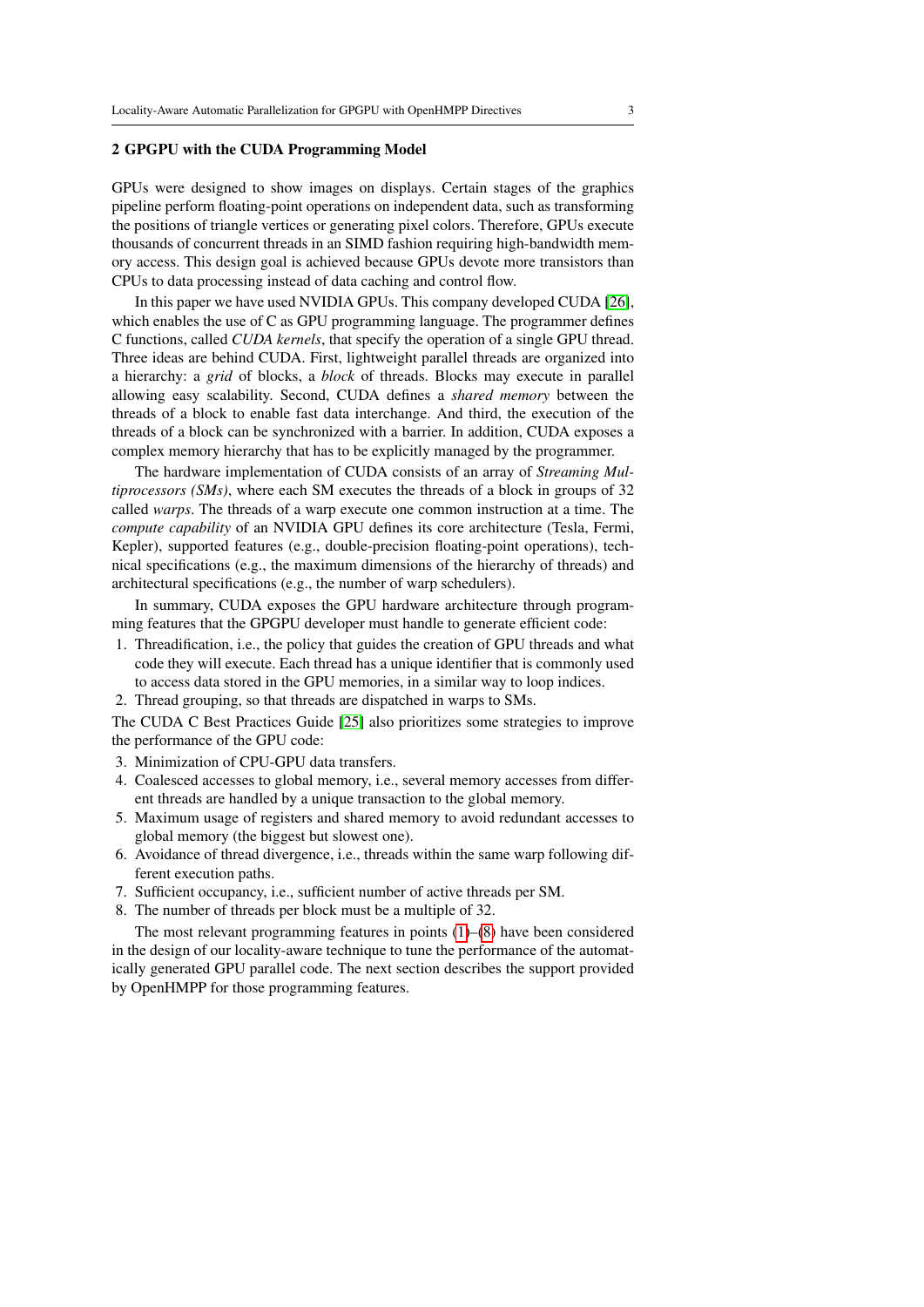## 2 GPGPU with the CUDA Programming Model

GPUs were designed to show images on displays. Certain stages of the graphics pipeline perform floating-point operations on independent data, such as transforming the positions of triangle vertices or generating pixel colors. Therefore, GPUs execute thousands of concurrent threads in an SIMD fashion requiring high-bandwidth memory access. This design goal is achieved because GPUs devote more transistors than CPUs to data processing instead of data caching and control flow.

In this paper we have used NVIDIA GPUs. This company developed CUDA [26], which enables the use of C as GPU programming language. The programmer defines C functions, called *CUDA kernels*, that specify the operation of a single GPU thread. Three ideas are behind CUDA. First, lightweight parallel threads are organized into a hierarchy: a *grid* of blocks, a *block* of threads. Blocks may execute in parallel allowing easy scalability. Second, CUDA defines a *shared memory* between the threads of a block to enable fast data interchange. And third, the execution of the threads of a block can be synchronized with a barrier. In addition, CUDA exposes a complex memory hierarchy that has to be explicitly managed by the programmer.

The hardware implementation of CUDA consists of an array of *Streaming Multiprocessors (SMs)*, where each SM executes the threads of a block in groups of 32 called *warps*. The threads of a warp execute one common instruction at a time. The *compute capability* of an NVIDIA GPU defines its core architecture (Tesla, Fermi, Kepler), supported features (e.g., double-precision floating-point operations), technical specifications (e.g., the maximum dimensions of the hierarchy of threads) and architectural specifications (e.g., the number of warp schedulers).

In summary, CUDA exposes the GPU hardware architecture through programming features that the GPGPU developer must handle to generate efficient code:

1. Threadification, i.e., the policy that guides the creation of GPU threads and what code they will execute. Each thread has a unique identifier that is commonly used to access data stored in the GPU memories, in a similar way to loop indices.
2. Thread grouping, so that threads are dispatched in warps to SMs.

The CUDA C Best Practices Guide [25] also prioritizes some strategies to improve the performance of the GPU code:

3. Minimization of CPU-GPU data transfers.
4. Coalesced accesses to global memory, i.e., several memory accesses from different threads are handled by a unique transaction to the global memory.
5. Maximum usage of registers and shared memory to avoid redundant accesses to global memory (the biggest but slowest one).
6. Avoidance of thread divergence, i.e., threads within the same warp following different execution paths.
7. Sufficient occupancy, i.e., sufficient number of active threads per SM.
8. The number of threads per block must be a multiple of 32.

The most relevant programming features in points (1)–(8) have been considered in the design of our locality-aware technique to tune the performance of the automatically generated GPU parallel code. The next section describes the support provided by OpenHMPP for those programming features.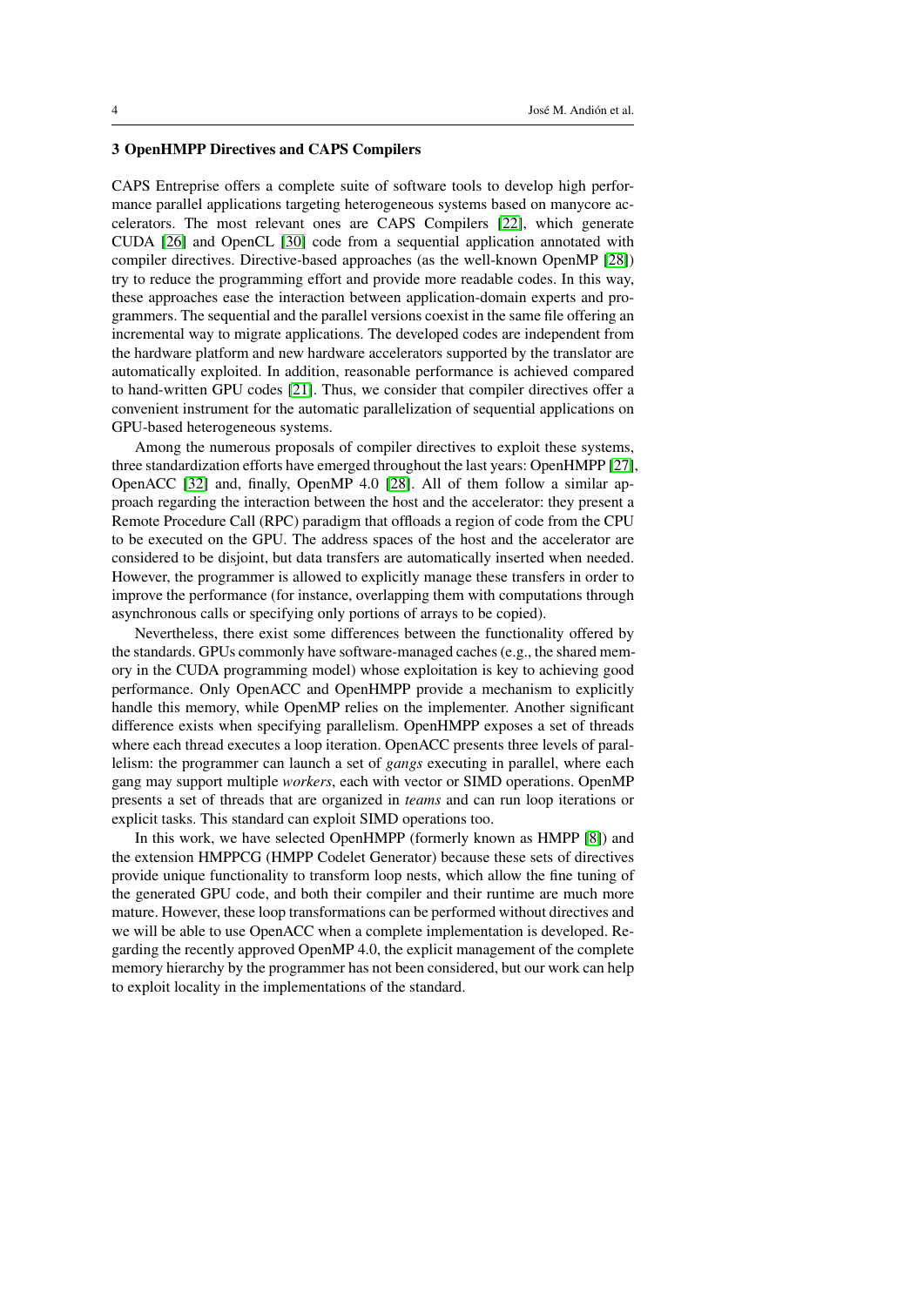## 3 OpenHMPP Directives and CAPS Compilers

CAPS Entreprise offers a complete suite of software tools to develop high performance parallel applications targeting heterogeneous systems based on manycore accelerators. The most relevant ones are CAPS Compilers [22], which generate CUDA [26] and OpenCL [30] code from a sequential application annotated with compiler directives. Directive-based approaches (as the well-known OpenMP [28]) try to reduce the programming effort and provide more readable codes. In this way, these approaches ease the interaction between application-domain experts and programmers. The sequential and the parallel versions coexist in the same file offering an incremental way to migrate applications. The developed codes are independent from the hardware platform and new hardware accelerators supported by the translator are automatically exploited. In addition, reasonable performance is achieved compared to hand-written GPU codes [21]. Thus, we consider that compiler directives offer a convenient instrument for the automatic parallelization of sequential applications on GPU-based heterogeneous systems.

Among the numerous proposals of compiler directives to exploit these systems, three standardization efforts have emerged throughout the last years: OpenHMPP [27], OpenACC [32] and, finally, OpenMP 4.0 [28]. All of them follow a similar approach regarding the interaction between the host and the accelerator: they present a Remote Procedure Call (RPC) paradigm that offloads a region of code from the CPU to be executed on the GPU. The address spaces of the host and the accelerator are considered to be disjoint, but data transfers are automatically inserted when needed. However, the programmer is allowed to explicitly manage these transfers in order to improve the performance (for instance, overlapping them with computations through asynchronous calls or specifying only portions of arrays to be copied).

Nevertheless, there exist some differences between the functionality offered by the standards. GPUs commonly have software-managed caches (e.g., the shared memory in the CUDA programming model) whose exploitation is key to achieving good performance. Only OpenACC and OpenHMPP provide a mechanism to explicitly handle this memory, while OpenMP relies on the implementer. Another significant difference exists when specifying parallelism. OpenHMPP exposes a set of threads where each thread executes a loop iteration. OpenACC presents three levels of parallelism: the programmer can launch a set of *gangs* executing in parallel, where each gang may support multiple *workers*, each with vector or SIMD operations. OpenMP presents a set of threads that are organized in *teams* and can run loop iterations or explicit tasks. This standard can exploit SIMD operations too.

In this work, we have selected OpenHMPP (formerly known as HMPP [8]) and the extension HMPPCG (HMPP Codelet Generator) because these sets of directives provide unique functionality to transform loop nests, which allow the fine tuning of the generated GPU code, and both their compiler and their runtime are much more mature. However, these loop transformations can be performed without directives and we will be able to use OpenACC when a complete implementation is developed. Regarding the recently approved OpenMP 4.0, the explicit management of the complete memory hierarchy by the programmer has not been considered, but our work can help to exploit locality in the implementations of the standard.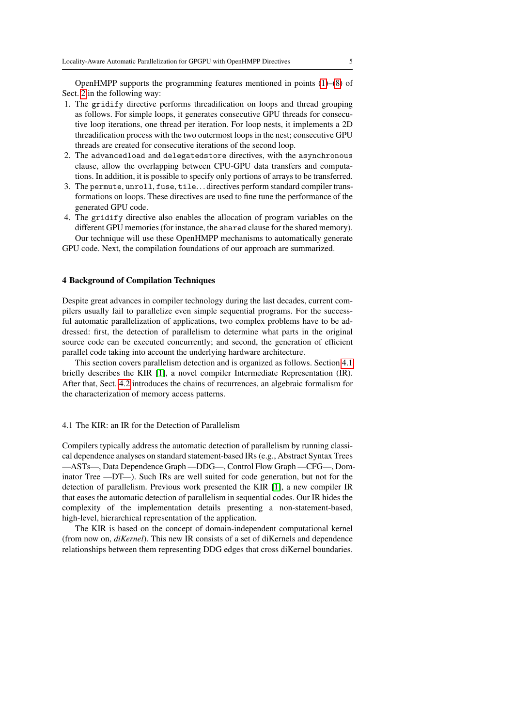OpenHMPP supports the programming features mentioned in points (1)–(8) of Sect. 2 in the following way:

1. The `gridify` directive performs threadification on loops and thread grouping as follows. For simple loops, it generates consecutive GPU threads for consecutive loop iterations, one thread per iteration. For loop nests, it implements a 2D threadification process with the two outermost loops in the nest; consecutive GPU threads are created for consecutive iterations of the second loop.
2. The `advancedload` and `delegatedstore` directives, with the `asynchronous` clause, allow the overlapping between CPU-GPU data transfers and computations. In addition, it is possible to specify only portions of arrays to be transferred.
3. The `permute`, `unroll`, `fuse`, `tile`... directives perform standard compiler transformations on loops. These directives are used to fine tune the performance of the generated GPU code.
4. The `gridify` directive also enables the allocation of program variables on the different GPU memories (for instance, the `shared` clause for the shared memory).

Our technique will use these OpenHMPP mechanisms to automatically generate GPU code. Next, the compilation foundations of our approach are summarized.

## 4 Background of Compilation Techniques

Despite great advances in compiler technology during the last decades, current compilers usually fail to parallelize even simple sequential programs. For the successful automatic parallelization of applications, two complex problems have to be addressed: first, the detection of parallelism to determine what parts in the original source code can be executed concurrently; and second, the generation of efficient parallel code taking into account the underlying hardware architecture.

This section covers parallelism detection and is organized as follows. Section 4.1 briefly describes the KIR [1], a novel compiler Intermediate Representation (IR). After that, Sect. 4.2 introduces the chains of recurrences, an algebraic formalism for the characterization of memory access patterns.

### 4.1 The KIR: an IR for the Detection of Parallelism

Compilers typically address the automatic detection of parallelism by running classical dependence analyses on standard statement-based IRs (e.g., Abstract Syntax Trees —ASTs—, Data Dependence Graph —DDG—, Control Flow Graph —CFG—, Dominator Tree —DT—). Such IRs are well suited for code generation, but not for the detection of parallelism. Previous work presented the KIR [1], a new compiler IR that eases the automatic detection of parallelism in sequential codes. Our IR hides the complexity of the implementation details presenting a non-statement-based, high-level, hierarchical representation of the application.

The KIR is based on the concept of domain-independent computational kernel (from now on, *diKernel*). This new IR consists of a set of diKernels and dependence relationships between them representing DDG edges that cross diKernel boundaries.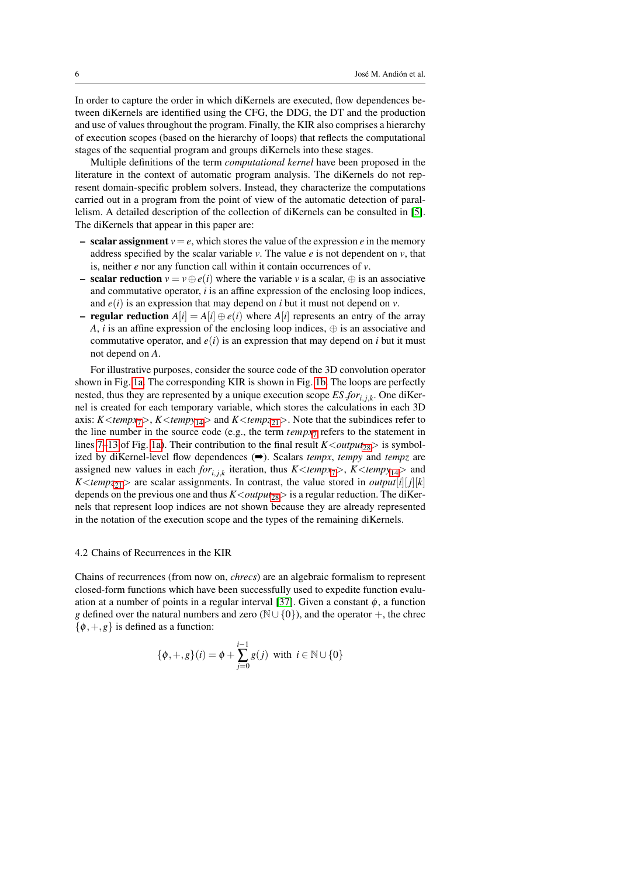In order to capture the order in which diKernels are executed, flow dependences between diKernels are identified using the CFG, the DDG, the DT and the production and use of values throughout the program. Finally, the KIR also comprises a hierarchy of execution scopes (based on the hierarchy of loops) that reflects the computational stages of the sequential program and groups diKernels into these stages.

Multiple definitions of the term *computational kernel* have been proposed in the literature in the context of automatic program analysis. The diKernels do not represent domain-specific problem solvers. Instead, they characterize the computations carried out in a program from the point of view of the automatic detection of parallelism. A detailed description of the collection of diKernels can be consulted in [5]. The diKernels that appear in this paper are:

- **scalar assignment** $v = e$, which stores the value of the expression $e$ in the memory address specified by the scalar variable $v$. The value $e$ is not dependent on $v$, that is, neither $e$ nor any function call within it contain occurrences of $v$.
- **scalar reduction** $v = v \oplus e(i)$ where the variable $v$ is a scalar, $\oplus$ is an associative and commutative operator, $i$ is an affine expression of the enclosing loop indices, and $e(i)$ is an expression that may depend on $i$ but it must not depend on $v$.
- **regular reduction** $A[i] = A[i] \oplus e(i)$ where $A[i]$ represents an entry of the array $A$, $i$ is an affine expression of the enclosing loop indices, $\oplus$ is an associative and commutative operator, and $e(i)$ is an expression that may depend on $i$ but it must not depend on $A$.

For illustrative purposes, consider the source code of the 3D convolution operator shown in Fig. 1a. The corresponding KIR is shown in Fig. 1b. The loops are perfectly nested, thus they are represented by a unique execution scope $ES\_for_{i,j,k}$. One diKernel is created for each temporary variable, which stores the calculations in each 3D axis: $K{<}tempx_7{>}$, $K{<}tempy_{14}{>}$ and $K{<}tempz_{21}{>}$. Note that the subindices refer to the line number in the source code (e.g., the term $tempx_7$ refers to the statement in lines 7–13 of Fig. 1a). Their contribution to the final result $K{<}output_{28}{>}$ is symbolized by diKernel-level flow dependences (➡). Scalars *tempx*, *tempy* and *tempz* are assigned new values in each $for_{i,j,k}$ iteration, thus $K{<}tempx_7{>}$, $K{<}tempy_{14}{>}$ and $K{<}tempz_{21}{>}$ are scalar assignments. In contrast, the value stored in $output[i][j][k]$ depends on the previous one and thus $K{<}output_{28}{>}$ is a regular reduction. The diKernels that represent loop indices are not shown because they are already represented in the notation of the execution scope and the types of the remaining diKernels.

### 4.2 Chains of Recurrences in the KIR

Chains of recurrences (from now on, *chrecs*) are an algebraic formalism to represent closed-form functions which have been successfully used to expedite function evaluation at a number of points in a regular interval [37]. Given a constant $\phi$, a function $g$ defined over the natural numbers and zero ($\mathbb{N} \cup \{0\}$), and the operator $+$, the chrec $\{\phi, +, g\}$ is defined as a function:

$$\{\phi,+,g\}(i) = \phi + \sum_{j=0}^{i-1} g(j) \;\; \text{with} \;\; i \in \mathbb{N} \cup \{0\}$$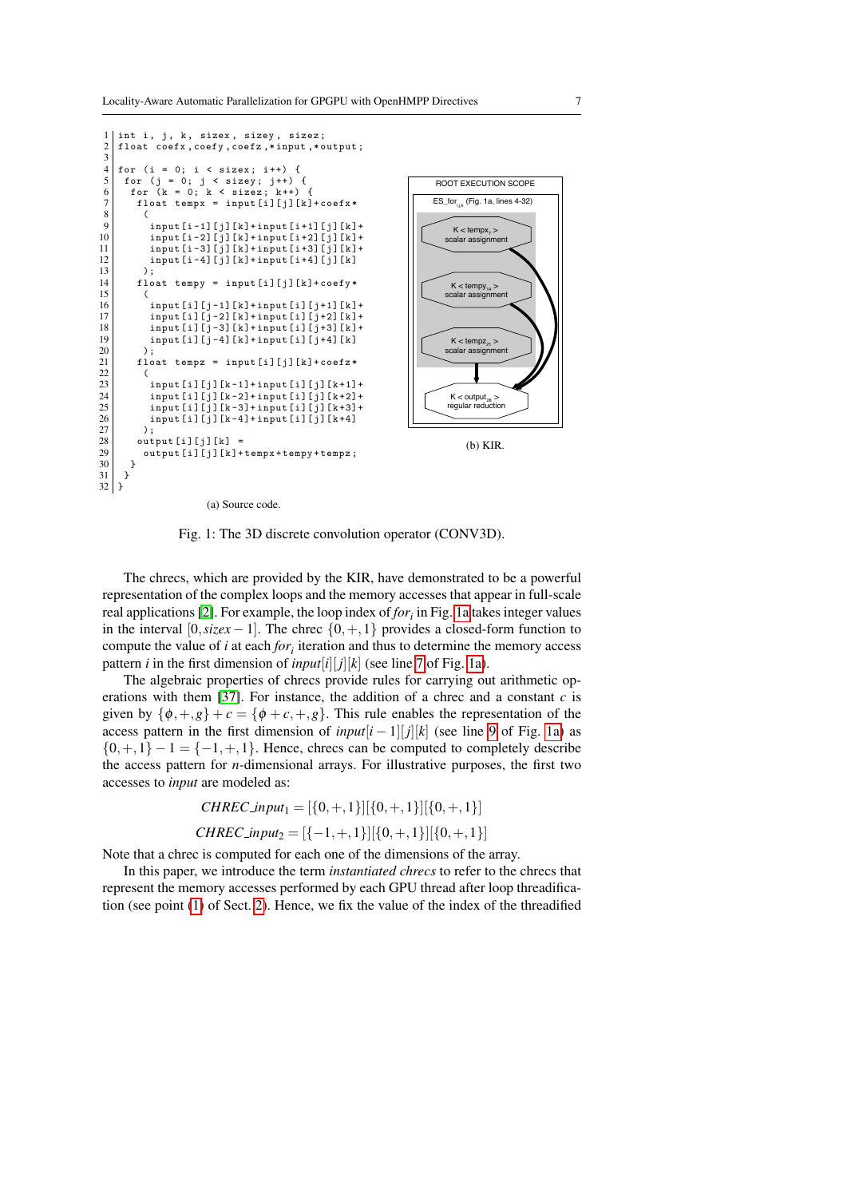```
int i, j, k, sizex, sizey, sizez;
float coefx,coefy,coefz,*input,*output;

for (i = 0; i < sizex; i++) {
 for (j = 0; j < sizey; j++) {
  for (k = 0; k < sizez; k++) {
   float tempx = input[i][j][k]+coefx*
    (
     input[i-1][j][k]+input[i+1][j][k]+
     input[i-2][j][k]+input[i+2][j][k]+
     input[i-3][j][k]+input[i+3][j][k]+
     input[i-4][j][k]+input[i+4][j][k]
    );
   float tempy = input[i][j][k]+coefy*
    (
     input[i][j-1][k]+input[i][j+1][k]+
     input[i][j-2][k]+input[i][j+2][k]+
     input[i][j-3][k]+input[i][j+3][k]+
     input[i][j-4][k]+input[i][j+4][k]
    );
   float tempz = input[i][j][k]+coefz*
    (
     input[i][j][k-1]+input[i][j][k+1]+
     input[i][j][k-2]+input[i][j][k+2]+
     input[i][j][k-3]+input[i][j][k+3]+
     input[i][j][k-4]+input[i][j][k+4]
    );
   output[i][j][k] =
    output[i][j][k]+tempx+tempy+tempz;
  }
 }
}
```

(a) Source code.

ROOT EXECUTION SCOPE

$ES\_for_{i,j,k}$ (Fig. 1a, lines 4-32)

K < $tempx_7$ > scalar assignment

K < $tempy_{14}$ > scalar assignment

K < $tempz_{21}$ > scalar assignment

K < $output_{28}$ > regular reduction

(b) KIR.

Fig. 1: The 3D discrete convolution operator (CONV3D).

The chrecs, which are provided by the KIR, have demonstrated to be a powerful representation of the complex loops and the memory accesses that appear in full-scale real applications [2]. For example, the loop index of $for_i$ in Fig. 1a takes integer values in the interval $[0, sizex-1]$. The chrec $\{0,+,1\}$ provides a closed-form function to compute the value of $i$ at each $for_i$ iteration and thus to determine the memory access pattern $i$ in the first dimension of $input[i][j][k]$ (see line 7 of Fig. 1a).

The algebraic properties of chrecs provide rules for carrying out arithmetic operations with them [37]. For instance, the addition of a chrec and a constant $c$ is given by $\{\phi,+,g\}+c = \{\phi+c,+,g\}$. This rule enables the representation of the access pattern in the first dimension of $input[i-1][j][k]$ (see line 9 of Fig. 1a) as $\{0,+,1\}-1 = \{-1,+,1\}$. Hence, chrecs can be computed to completely describe the access pattern for $n$-dimensional arrays. For illustrative purposes, the first two accesses to $input$ are modeled as:

$$CHREC\_input_1 = [\{0,+,1\}][\{0,+,1\}][\{0,+,1\}]$$

$$CHREC\_input_2 = [\{-1,+,1\}][\{0,+,1\}][\{0,+,1\}]$$

Note that a chrec is computed for each one of the dimensions of the array.

In this paper, we introduce the term *instantiated chrecs* to refer to the chrecs that represent the memory accesses performed by each GPU thread after loop threadification (see point (1) of Sect. 2). Hence, we fix the value of the index of the threadified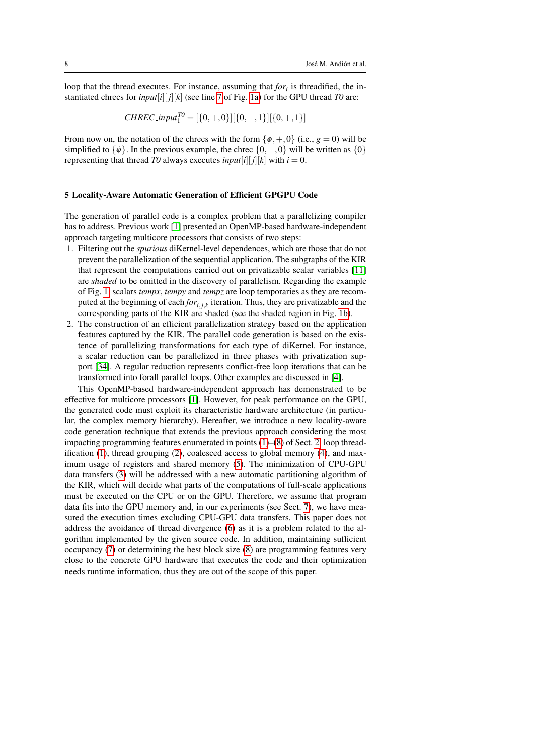loop that the thread executes. For instance, assuming that $for_i$ is threadified, the instantiated chrecs for $input[i][j][k]$ (see line 7 of Fig. 1a) for the GPU thread *T0* are:

$$CHREC\_input_1^{T0} = [\{0,+,0\}][\{0,+,1\}][\{0,+,1\}]$$

From now on, the notation of the chrecs with the form $\{\phi,+,0\}$ (i.e., $g = 0$) will be simplified to $\{\phi\}$. In the previous example, the chrec $\{0,+,0\}$ will be written as $\{0\}$ representing that thread *T0* always executes $input[i][j][k]$ with $i = 0$.

## 5 Locality-Aware Automatic Generation of Efficient GPGPU Code

The generation of parallel code is a complex problem that a parallelizing compiler has to address. Previous work [1] presented an OpenMP-based hardware-independent approach targeting multicore processors that consists of two steps:

1. Filtering out the *spurious* diKernel-level dependences, which are those that do not prevent the parallelization of the sequential application. The subgraphs of the KIR that represent the computations carried out on privatizable scalar variables [11] are *shaded* to be omitted in the discovery of parallelism. Regarding the example of Fig. 1, scalars *tempx*, *tempy* and *tempz* are loop temporaries as they are recomputed at the beginning of each $for_{i,j,k}$ iteration. Thus, they are privatizable and the corresponding parts of the KIR are shaded (see the shaded region in Fig. 1b).
2. The construction of an efficient parallelization strategy based on the application features captured by the KIR. The parallel code generation is based on the existence of parallelizing transformations for each type of diKernel. For instance, a scalar reduction can be parallelized in three phases with privatization support [34]. A regular reduction represents conflict-free loop iterations that can be transformed into forall parallel loops. Other examples are discussed in [4].

This OpenMP-based hardware-independent approach has demonstrated to be effective for multicore processors [1]. However, for peak performance on the GPU, the generated code must exploit its characteristic hardware architecture (in particular, the complex memory hierarchy). Hereafter, we introduce a new locality-aware code generation technique that extends the previous approach considering the most impacting programming features enumerated in points (1)–(8) of Sect. 2: loop threadification (1), thread grouping (2), coalesced access to global memory (4), and maximum usage of registers and shared memory (5). The minimization of CPU-GPU data transfers (3) will be addressed with a new automatic partitioning algorithm of the KIR, which will decide what parts of the computations of full-scale applications must be executed on the CPU or on the GPU. Therefore, we assume that program data fits into the GPU memory and, in our experiments (see Sect. 7), we have measured the execution times excluding CPU-GPU data transfers. This paper does not address the avoidance of thread divergence (6) as it is a problem related to the algorithm implemented by the given source code. In addition, maintaining sufficient occupancy (7) or determining the best block size (8) are programming features very close to the concrete GPU hardware that executes the code and their optimization needs runtime information, thus they are out of the scope of this paper.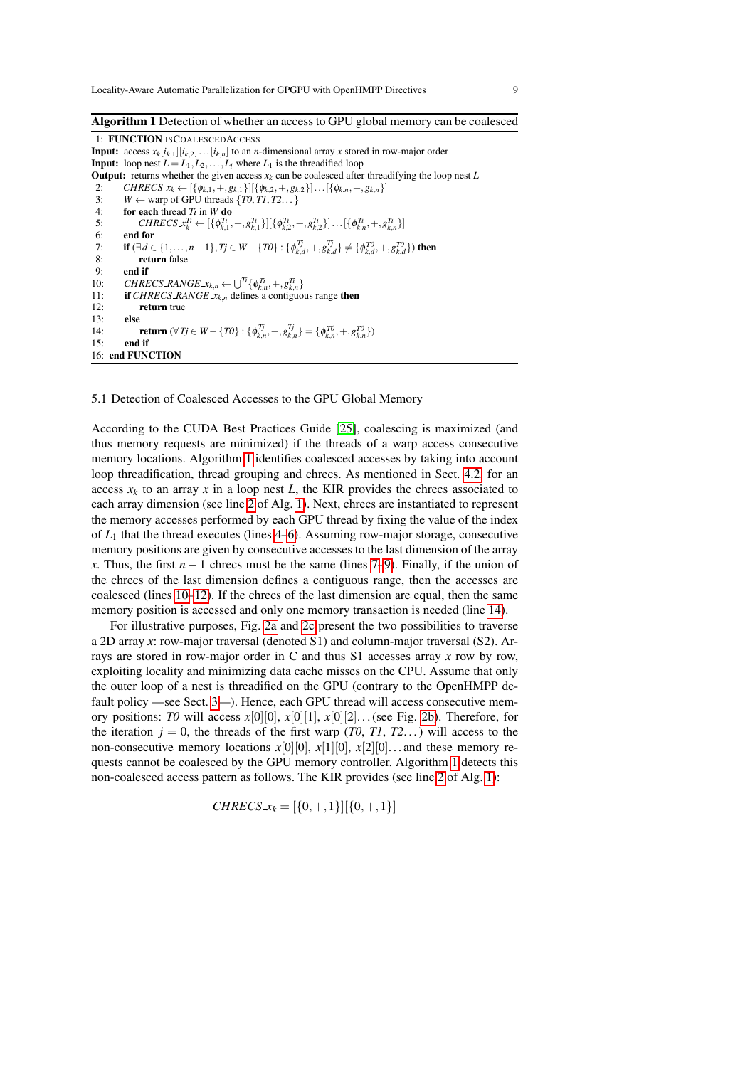**Algorithm 1** Detection of whether an access to GPU global memory can be coalesced

```
1:  FUNCTION ISCOALESCEDACCESS
Input:  access x_k[i_{k,1}][i_{k,2}]...[i_{k,n}] to an n-dimensional array x stored in row-major order
Input:  loop nest L = L_1, L_2, ..., L_l where L_1 is the threadified loop
Output: returns whether the given access x_k can be coalesced after threadifying the loop nest L
2:    CHRECS_x_k ← [{φ_{k,1},+,g_{k,1}}][{φ_{k,2},+,g_{k,2}}]...[{φ_{k,n},+,g_{k,n}}]
3:    W ← warp of GPU threads {T0, T1, T2...}
4:    for each thread Ti in W do
5:        CHRECS_x_k^Ti ← [{φ^Ti_{k,1},+,g^Ti_{k,1}}][{φ^Ti_{k,2},+,g^Ti_{k,2}}]...[{φ^Ti_{k,n},+,g^Ti_{k,n}}]
6:    end for
7:    if (∃d ∈ {1,...,n−1}, Tj ∈ W − {T0} : {φ^Tj_{k,d},+,g^Tj_{k,d}} ≠ {φ^T0_{k,d},+,g^T0_{k,d}}) then
8:        return false
9:    end if
10:   CHRECS_RANGE_x_{k,n} ← ∪^Ti {φ^Ti_{k,n},+,g^Ti_{k,n}}
11:   if CHRECS_RANGE_x_{k,n} defines a contiguous range then
12:       return true
13:   else
14:       return (∀Tj ∈ W − {T0} : {φ^Tj_{k,n},+,g^Tj_{k,n}} = {φ^T0_{k,n},+,g^T0_{k,n}})
15:   end if
16: end FUNCTION
```

### 5.1 Detection of Coalesced Accesses to the GPU Global Memory

According to the CUDA Best Practices Guide [25], coalescing is maximized (and thus memory requests are minimized) if the threads of a warp access consecutive memory locations. Algorithm 1 identifies coalesced accesses by taking into account loop threadification, thread grouping and chrecs. As mentioned in Sect. 4.2, for an access $x_k$ to an array $x$ in a loop nest $L$, the KIR provides the chrecs associated to each array dimension (see line 2 of Alg. 1). Next, chrecs are instantiated to represent the memory accesses performed by each GPU thread by fixing the value of the index of $L_1$ that the thread executes (lines 4–6). Assuming row-major storage, consecutive memory positions are given by consecutive accesses to the last dimension of the array $x$. Thus, the first $n-1$ chrecs must be the same (lines 7–9). Finally, if the union of the chrecs of the last dimension defines a contiguous range, then the accesses are coalesced (lines 10–12). If the chrecs of the last dimension are equal, then the same memory position is accessed and only one memory transaction is needed (line 14).

For illustrative purposes, Fig. 2a and 2c present the two possibilities to traverse a 2D array $x$: row-major traversal (denoted S1) and column-major traversal (S2). Arrays are stored in row-major order in C and thus S1 accesses array $x$ row by row, exploiting locality and minimizing data cache misses on the CPU. Assume that only the outer loop of a nest is threadified on the GPU (contrary to the OpenHMPP default policy —see Sect. 3—). Hence, each GPU thread will access consecutive memory positions: *T0* will access $x[0][0]$, $x[0][1]$, $x[0][2]\ldots$ (see Fig. 2b). Therefore, for the iteration $j = 0$, the threads of the first warp (*T0*, *T1*, *T2*...) will access to the non-consecutive memory locations $x[0][0]$, $x[1][0]$, $x[2][0]\ldots$ and these memory requests cannot be coalesced by the GPU memory controller. Algorithm 1 detects this non-coalesced access pattern as follows. The KIR provides (see line 2 of Alg. 1):

$$CHRECS\_x_k = [\{0,+,1\}][\{0,+,1\}]$$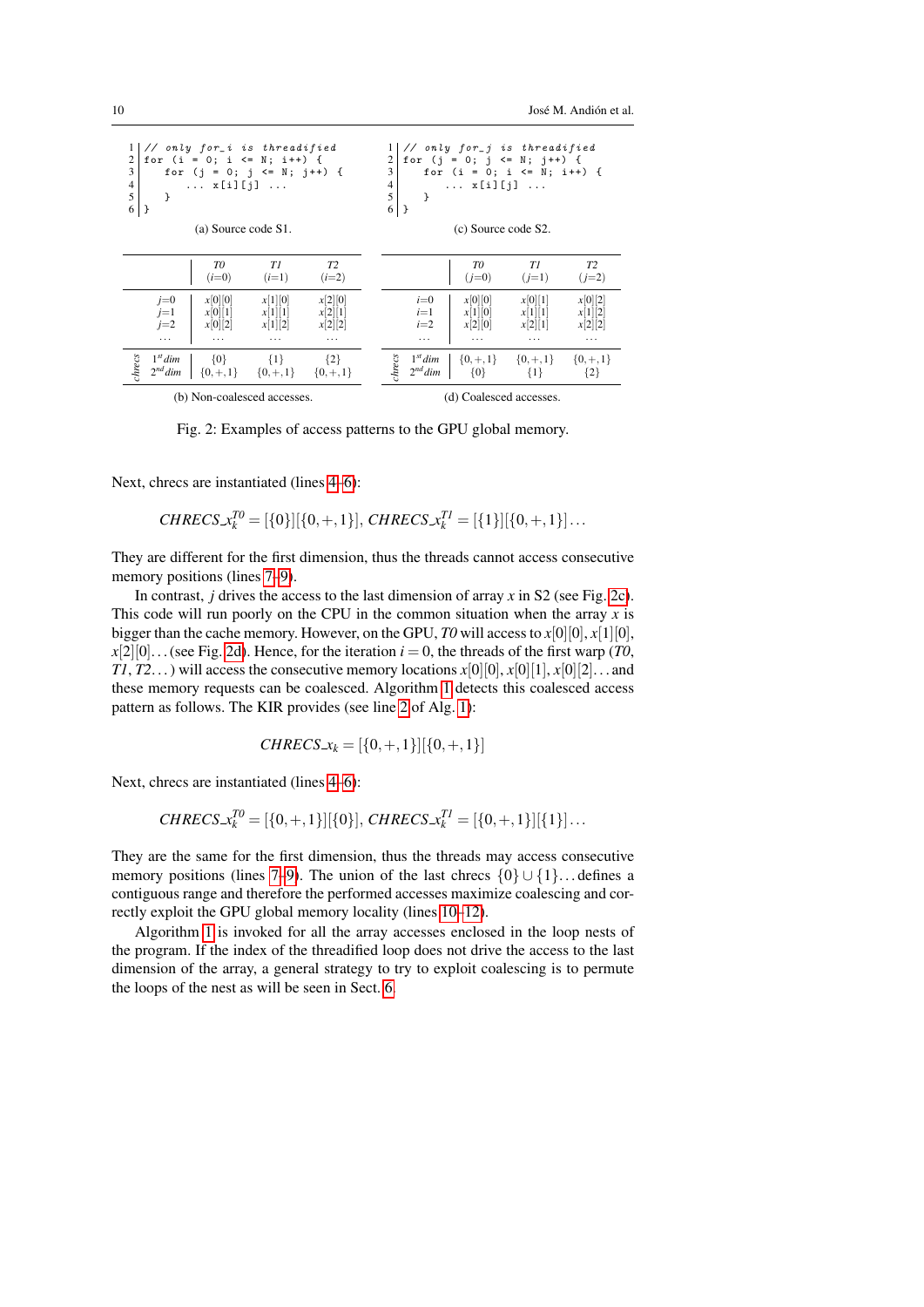```
1 // only for_i is threadified
2 for (i = 0; i <= N; i++) {
3     for (j = 0; j <= N; j++) {
4         ... x[i][j] ...
5     }
6 }
```

(a) Source code S1.

```
1 // only for_j is threadified
2 for (j = 0; j <= N; j++) {
3     for (i = 0; i <= N; i++) {
4         ... x[i][j] ...
5     }
6 }
```

(c) Source code S2.

| | | *T0* ($i$=0) | *T1* ($i$=1) | *T2* ($i$=2) |
|---|---|---|---|---|
| | $j$=0 | $x[0][0]$ | $x[1][0]$ | $x[2][0]$ |
| | $j$=1 | $x[0][1]$ | $x[1][1]$ | $x[2][1]$ |
| | $j$=2 | $x[0][2]$ | $x[1][2]$ | $x[2][2]$ |
| | ... | ... | ... | ... |
| *chrecs* | $1^{st}$ *dim* | $\{0\}$ | $\{1\}$ | $\{2\}$ |
| | $2^{nd}$ *dim* | $\{0,+,1\}$ | $\{0,+,1\}$ | $\{0,+,1\}$ |

(b) Non-coalesced accesses.

| | | *T0* ($j$=0) | *T1* ($j$=1) | *T2* ($j$=2) |
|---|---|---|---|---|
| | $i$=0 | $x[0][0]$ | $x[0][1]$ | $x[0][2]$ |
| | $i$=1 | $x[1][0]$ | $x[1][1]$ | $x[1][2]$ |
| | $i$=2 | $x[2][0]$ | $x[2][1]$ | $x[2][2]$ |
| | ... | ... | ... | ... |
| *chrecs* | $1^{st}$ *dim* | $\{0,+,1\}$ | $\{0,+,1\}$ | $\{0,+,1\}$ |
| | $2^{nd}$ *dim* | $\{0\}$ | $\{1\}$ | $\{2\}$ |

(d) Coalesced accesses.

Fig. 2: Examples of access patterns to the GPU global memory.

Next, chrecs are instantiated (lines 4–6):

$$CHRECS\_x_k^{T0} = [\{0\}][\{0,+,1\}],\ CHRECS\_x_k^{T1} = [\{1\}][\{0,+,1\}]\ldots$$

They are different for the first dimension, thus the threads cannot access consecutive memory positions (lines 7–9).

In contrast, $j$ drives the access to the last dimension of array $x$ in S2 (see Fig. 2c). This code will run poorly on the CPU in the common situation when the array $x$ is bigger than the cache memory. However, on the GPU, *T0* will access to $x[0][0], x[1][0], x[2][0]\ldots$ (see Fig. 2d). Hence, for the iteration $i = 0$, the threads of the first warp (*T0*, *T1*, *T2*...) will access the consecutive memory locations $x[0][0], x[0][1], x[0][2]\ldots$ and these memory requests can be coalesced. Algorithm 1 detects this coalesced access pattern as follows. The KIR provides (see line 2 of Alg. 1):

$$CHRECS\_x_k = [\{0,+,1\}][\{0,+,1\}]$$

Next, chrecs are instantiated (lines 4–6):

$$CHRECS\_x_k^{T0} = [\{0,+,1\}][\{0\}],\ CHRECS\_x_k^{T1} = [\{0,+,1\}][\{1\}]\ldots$$

They are the same for the first dimension, thus the threads may access consecutive memory positions (lines 7–9). The union of the last chrecs $\{0\} \cup \{1\}\ldots$ defines a contiguous range and therefore the performed accesses maximize coalescing and correctly exploit the GPU global memory locality (lines 10–12).

Algorithm 1 is invoked for all the array accesses enclosed in the loop nests of the program. If the index of the threadified loop does not drive the access to the last dimension of the array, a general strategy to try to exploit coalescing is to permute the loops of the nest as will be seen in Sect. 6.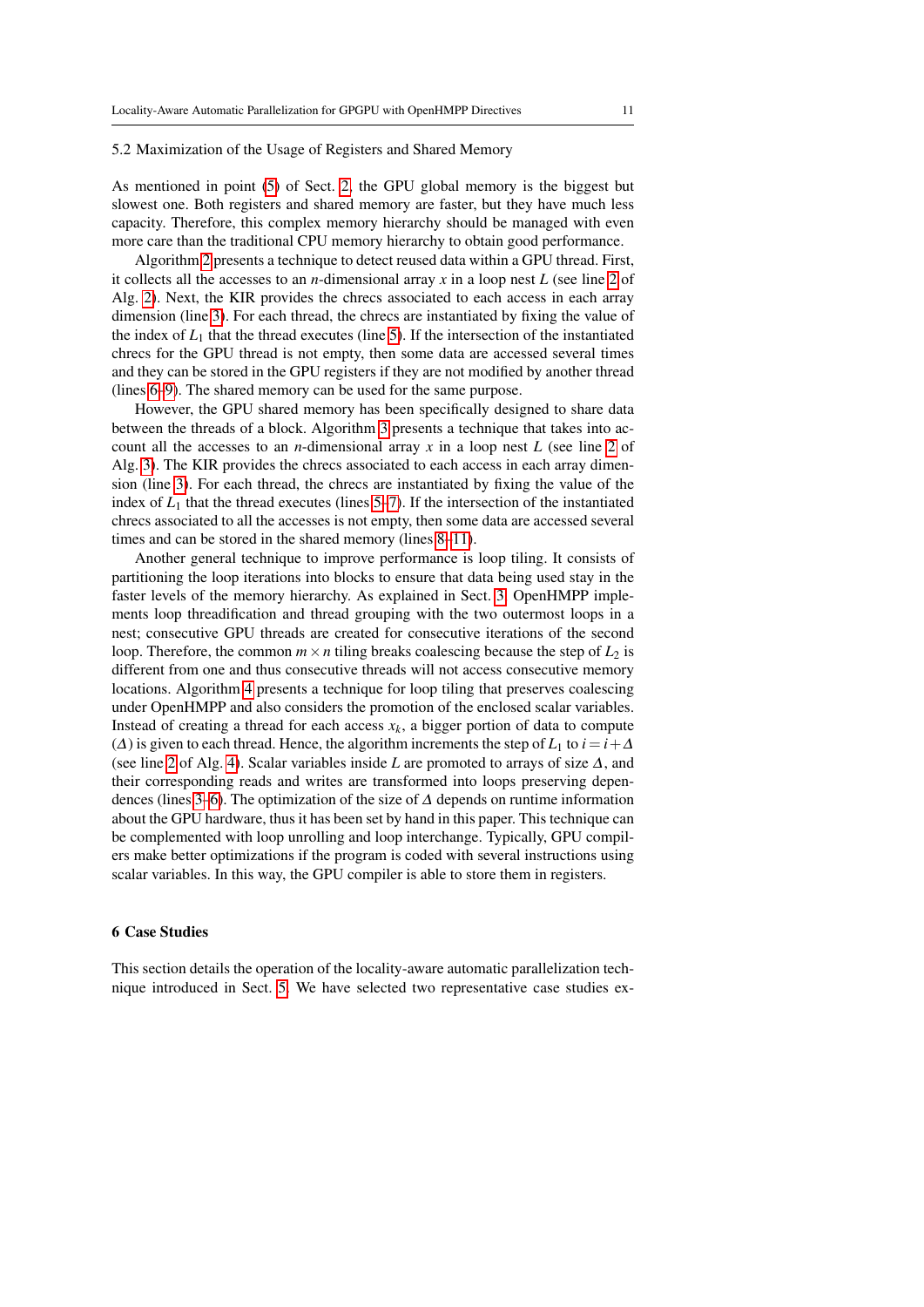### 5.2 Maximization of the Usage of Registers and Shared Memory

As mentioned in point (5) of Sect. 2, the GPU global memory is the biggest but slowest one. Both registers and shared memory are faster, but they have much less capacity. Therefore, this complex memory hierarchy should be managed with even more care than the traditional CPU memory hierarchy to obtain good performance.

Algorithm 2 presents a technique to detect reused data within a GPU thread. First, it collects all the accesses to an $n$-dimensional array $x$ in a loop nest $L$ (see line 2 of Alg. 2). Next, the KIR provides the chrecs associated to each access in each array dimension (line 3). For each thread, the chrecs are instantiated by fixing the value of the index of $L_1$ that the thread executes (line 5). If the intersection of the instantiated chrecs for the GPU thread is not empty, then some data are accessed several times and they can be stored in the GPU registers if they are not modified by another thread (lines 6–9). The shared memory can be used for the same purpose.

However, the GPU shared memory has been specifically designed to share data between the threads of a block. Algorithm 3 presents a technique that takes into account all the accesses to an $n$-dimensional array $x$ in a loop nest $L$ (see line 2 of Alg. 3). The KIR provides the chrecs associated to each access in each array dimension (line 3). For each thread, the chrecs are instantiated by fixing the value of the index of $L_1$ that the thread executes (lines 5–7). If the intersection of the instantiated chrecs associated to all the accesses is not empty, then some data are accessed several times and can be stored in the shared memory (lines 8–11).

Another general technique to improve performance is loop tiling. It consists of partitioning the loop iterations into blocks to ensure that data being used stay in the faster levels of the memory hierarchy. As explained in Sect. 3, OpenHMPP implements loop threadification and thread grouping with the two outermost loops in a nest; consecutive GPU threads are created for consecutive iterations of the second loop. Therefore, the common $m \times n$ tiling breaks coalescing because the step of $L_2$ is different from one and thus consecutive threads will not access consecutive memory locations. Algorithm 4 presents a technique for loop tiling that preserves coalescing under OpenHMPP and also considers the promotion of the enclosed scalar variables. Instead of creating a thread for each access $x_k$, a bigger portion of data to compute ($\Delta$) is given to each thread. Hence, the algorithm increments the step of $L_1$ to $i = i + \Delta$ (see line 2 of Alg. 4). Scalar variables inside $L$ are promoted to arrays of size $\Delta$, and their corresponding reads and writes are transformed into loops preserving dependences (lines 3–6). The optimization of the size of $\Delta$ depends on runtime information about the GPU hardware, thus it has been set by hand in this paper. This technique can be complemented with loop unrolling and loop interchange. Typically, GPU compilers make better optimizations if the program is coded with several instructions using scalar variables. In this way, the GPU compiler is able to store them in registers.

## 6 Case Studies

This section details the operation of the locality-aware automatic parallelization technique introduced in Sect. 5. We have selected two representative case studies ex-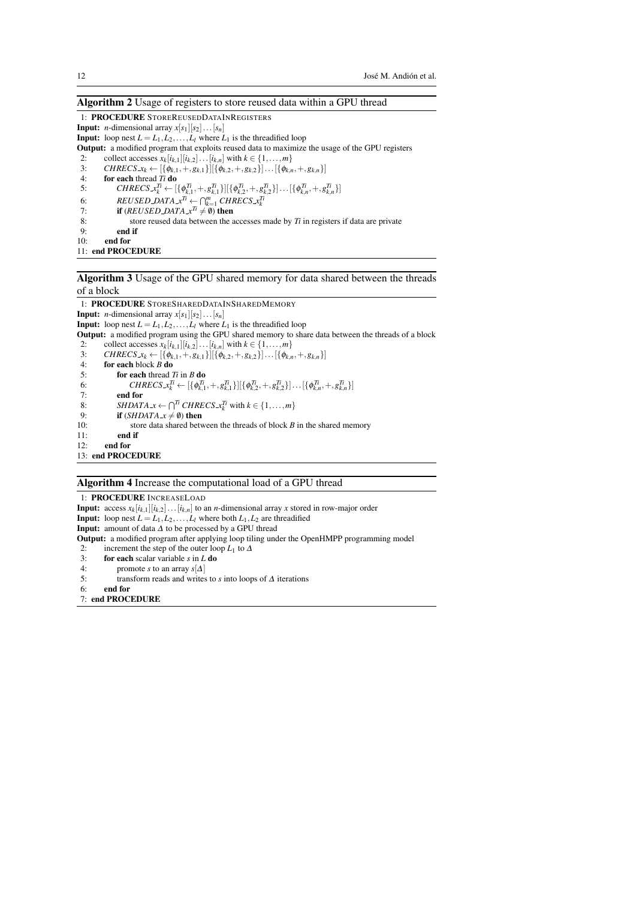**Algorithm 2** Usage of registers to store reused data within a GPU thread

```
1: PROCEDURE STOREREUSEDDATAINREGISTERS
Input: n-dimensional array x[s_1][s_2]...[s_n]
Input: loop nest L = L_1, L_2, ..., L_l where L_1 is the threadified loop
Output: a modified program that exploits reused data to maximize the usage of the GPU registers
2:    collect accesses x_k[i_{k,1}][i_{k,2}]...[i_{k,n}] with k ∈ {1,...,m}
3:    CHRECS_x_k ← [{φ_{k,1},+,g_{k,1}}][{φ_{k,2},+,g_{k,2}}]...[{φ_{k,n},+,g_{k,n}}]
4:    for each thread Ti do
5:        CHRECS_x_k^Ti ← [{φ_{k,1}^Ti,+,g_{k,1}^Ti}][{φ_{k,2}^Ti,+,g_{k,2}^Ti}]...[{φ_{k,n}^Ti,+,g_{k,n}^Ti}]
6:        REUSED_DATA_x^Ti ← ∩_{k=1}^{m} CHRECS_x_k^Ti
7:        if (REUSED_DATA_x^Ti ≠ ∅) then
8:            store reused data between the accesses made by Ti in registers if data are private
9:        end if
10:   end for
11: end PROCEDURE
```

**Algorithm 3** Usage of the GPU shared memory for data shared between the threads of a block

```
1: PROCEDURE STORESHAREDDATAINSHAREDMEMORY
Input: n-dimensional array x[s_1][s_2]...[s_n]
Input: loop nest L = L_1, L_2, ..., L_l where L_1 is the threadified loop
Output: a modified program using the GPU shared memory to share data between the threads of a block
2:    collect accesses x_k[i_{k,1}][i_{k,2}]...[i_{k,n}] with k ∈ {1,...,m}
3:    CHRECS_x_k ← [{φ_{k,1},+,g_{k,1}}][{φ_{k,2},+,g_{k,2}}]...[{φ_{k,n},+,g_{k,n}}]
4:    for each block B do
5:        for each thread Ti in B do
6:            CHRECS_x_k^Ti ← [{φ_{k,1}^Ti,+,g_{k,1}^Ti}][{φ_{k,2}^Ti,+,g_{k,2}^Ti}]...[{φ_{k,n}^Ti,+,g_{k,n}^Ti}]
7:        end for
8:        SHDATA_x ← ∩^Ti CHRECS_x_k^Ti with k ∈ {1,...,m}
9:        if (SHDATA_x ≠ ∅) then
10:           store data shared between the threads of block B in the shared memory
11:       end if
12:   end for
13: end PROCEDURE
```

**Algorithm 4** Increase the computational load of a GPU thread

```
1: PROCEDURE INCREASELOAD
Input: access x_k[i_{k,1}][i_{k,2}]...[i_{k,n}] to an n-dimensional array x stored in row-major order
Input: loop nest L = L_1, L_2, ..., L_l where both L_1, L_2 are threadified
Input: amount of data Δ to be processed by a GPU thread
Output: a modified program after applying loop tiling under the OpenHMPP programming model
2:    increment the step of the outer loop L_1 to Δ
3:    for each scalar variable s in L do
4:        promote s to an array s[Δ]
5:        transform reads and writes to s into loops of Δ iterations
6:    end for
7: end PROCEDURE
```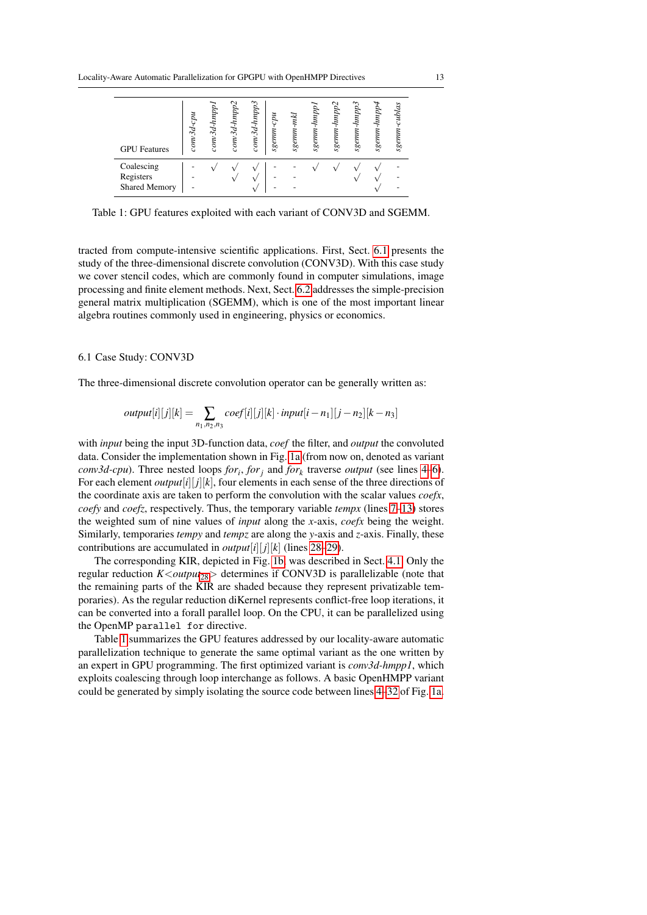| GPU Features | *conv3d-cpu* | *conv3d-hmpp1* | *conv3d-hmpp2* | *conv3d-hmpp3* | *sgemm-cpu* | *sgemm-mkl* | *sgemm-hmpp1* | *sgemm-hmpp2* | *sgemm-hmpp3* | *sgemm-hmpp4* | *sgemm-cublas* |
|---|---|---|---|---|---|---|---|---|---|---|---|
| Coalescing | - | √ | √ | √ | - | - | √ | √ | √ | √ | - |
| Registers | - | | √ | √ | - | - | | | √ | √ | - |
| Shared Memory | - | | | √ | - | - | | | | √ | - |

Table 1: GPU features exploited with each variant of CONV3D and SGEMM.

tracted from compute-intensive scientific applications. First, Sect. 6.1 presents the study of the three-dimensional discrete convolution (CONV3D). With this case study we cover stencil codes, which are commonly found in computer simulations, image processing and finite element methods. Next, Sect. 6.2 addresses the simple-precision general matrix multiplication (SGEMM), which is one of the most important linear algebra routines commonly used in engineering, physics or economics.

## 6.1 Case Study: CONV3D

The three-dimensional discrete convolution operator can be generally written as:

$$output[i][j][k] = \sum_{n_1,n_2,n_3} coef[i][j][k] \cdot input[i-n_1][j-n_2][k-n_3]$$

with *input* being the input 3D-function data, *coef* the filter, and *output* the convoluted data. Consider the implementation shown in Fig. 1a (from now on, denoted as variant *conv3d-cpu*). Three nested loops $for_i$, $for_j$ and $for_k$ traverse *output* (see lines 4–6). For each element $output[i][j][k]$, four elements in each sense of the three directions of the coordinate axis are taken to perform the convolution with the scalar values *coefx*, *coefy* and *coefz*, respectively. Thus, the temporary variable *tempx* (lines 7–13) stores the weighted sum of nine values of *input* along the *x*-axis, *coefx* being the weight. Similarly, temporaries *tempy* and *tempz* are along the *y*-axis and *z*-axis. Finally, these contributions are accumulated in $output[i][j][k]$ (lines 28–29).

The corresponding KIR, depicted in Fig. 1b, was described in Sect. 4.1. Only the regular reduction $K{<}output_{28}{>}$ determines if CONV3D is parallelizable (note that the remaining parts of the KIR are shaded because they represent privatizable temporaries). As the regular reduction diKernel represents conflict-free loop iterations, it can be converted into a forall parallel loop. On the CPU, it can be parallelized using the OpenMP `parallel for` directive.

Table 1 summarizes the GPU features addressed by our locality-aware automatic parallelization technique to generate the same optimal variant as the one written by an expert in GPU programming. The first optimized variant is *conv3d-hmpp1*, which exploits coalescing through loop interchange as follows. A basic OpenHMPP variant could be generated by simply isolating the source code between lines 4–32 of Fig. 1a.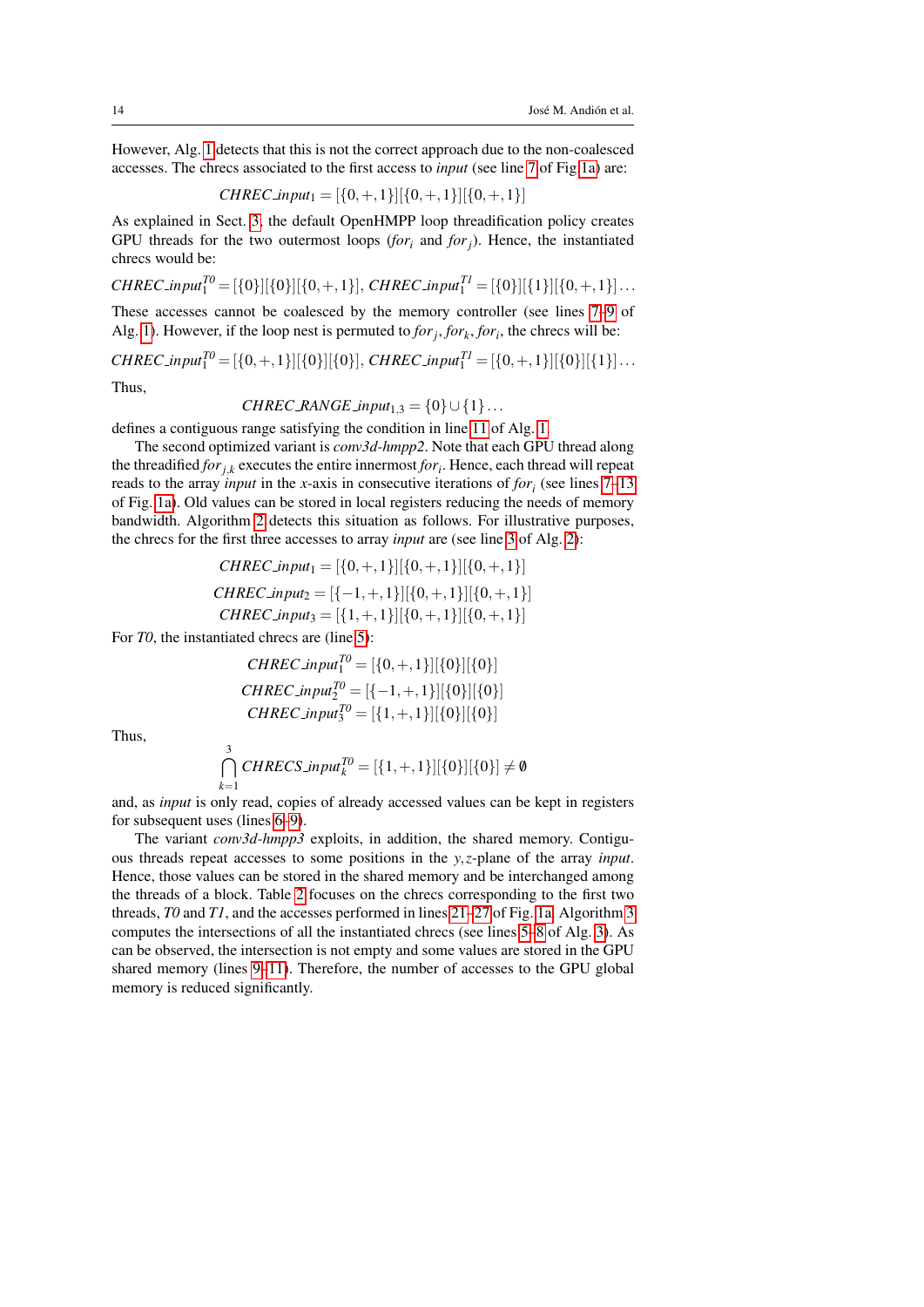However, Alg. 1 detects that this is not the correct approach due to the non-coalesced accesses. The chrecs associated to the first access to *input* (see line 7 of Fig 1a) are:

$$CHREC\_input_1 = [\{0,+,1\}][\{0,+,1\}][\{0,+,1\}]$$

As explained in Sect. 3, the default OpenHMPP loop threadification policy creates GPU threads for the two outermost loops ($for_i$ and $for_j$). Hence, the instantiated chrecs would be:

$$CHREC\_input_1^{T0} = [\{0\}][\{0\}][\{0,+,1\}],\ CHREC\_input_1^{T1} = [\{0\}][\{1\}][\{0,+,1\}]\ldots$$

These accesses cannot be coalesced by the memory controller (see lines 7–9 of Alg. 1). However, if the loop nest is permuted to $for_j, for_k, for_i$, the chrecs will be:

$$CHREC\_input_1^{T0} = [\{0,+,1\}][\{0\}][\{0\}],\ CHREC\_input_1^{T1} = [\{0,+,1\}][\{0\}][\{1\}]\ldots$$

Thus,

$$CHREC\_RANGE\_input_{1,3} = \{0\} \cup \{1\}\ldots$$

defines a contiguous range satisfying the condition in line 11 of Alg. 1.

The second optimized variant is *conv3d-hmpp2*. Note that each GPU thread along the threadified $for_{j,k}$ executes the entire innermost $for_i$. Hence, each thread will repeat reads to the array *input* in the *x*-axis in consecutive iterations of $for_i$ (see lines 7–13 of Fig. 1a). Old values can be stored in local registers reducing the needs of memory bandwidth. Algorithm 2 detects this situation as follows. For illustrative purposes, the chrecs for the first three accesses to array *input* are (see line 3 of Alg. 2):

$$CHREC\_input_1 = [\{0,+,1\}][\{0,+,1\}][\{0,+,1\}]$$
$$CHREC\_input_2 = [\{-1,+,1\}][\{0,+,1\}][\{0,+,1\}]$$
$$CHREC\_input_3 = [\{1,+,1\}][\{0,+,1\}][\{0,+,1\}]$$

For *T0*, the instantiated chrecs are (line 5):

$$CHREC\_input_1^{T0} = [\{0,+,1\}][\{0\}][\{0\}]$$
$$CHREC\_input_2^{T0} = [\{-1,+,1\}][\{0\}][\{0\}]$$
$$CHREC\_input_3^{T0} = [\{1,+,1\}][\{0\}][\{0\}]$$

Thus,

$$\bigcap_{k=1}^{3} CHRECS\_input_k^{T0} = [\{1,+,1\}][\{0\}][\{0\}] \neq \emptyset$$

and, as *input* is only read, copies of already accessed values can be kept in registers for subsequent uses (lines 6–9).

The variant *conv3d-hmpp3* exploits, in addition, the shared memory. Contiguous threads repeat accesses to some positions in the $y,z$-plane of the array *input*. Hence, those values can be stored in the shared memory and be interchanged among the threads of a block. Table 2 focuses on the chrecs corresponding to the first two threads, *T0* and *T1*, and the accesses performed in lines 21–27 of Fig. 1a. Algorithm 3 computes the intersections of all the instantiated chrecs (see lines 5–8 of Alg. 3). As can be observed, the intersection is not empty and some values are stored in the GPU shared memory (lines 9–11). Therefore, the number of accesses to the GPU global memory is reduced significantly.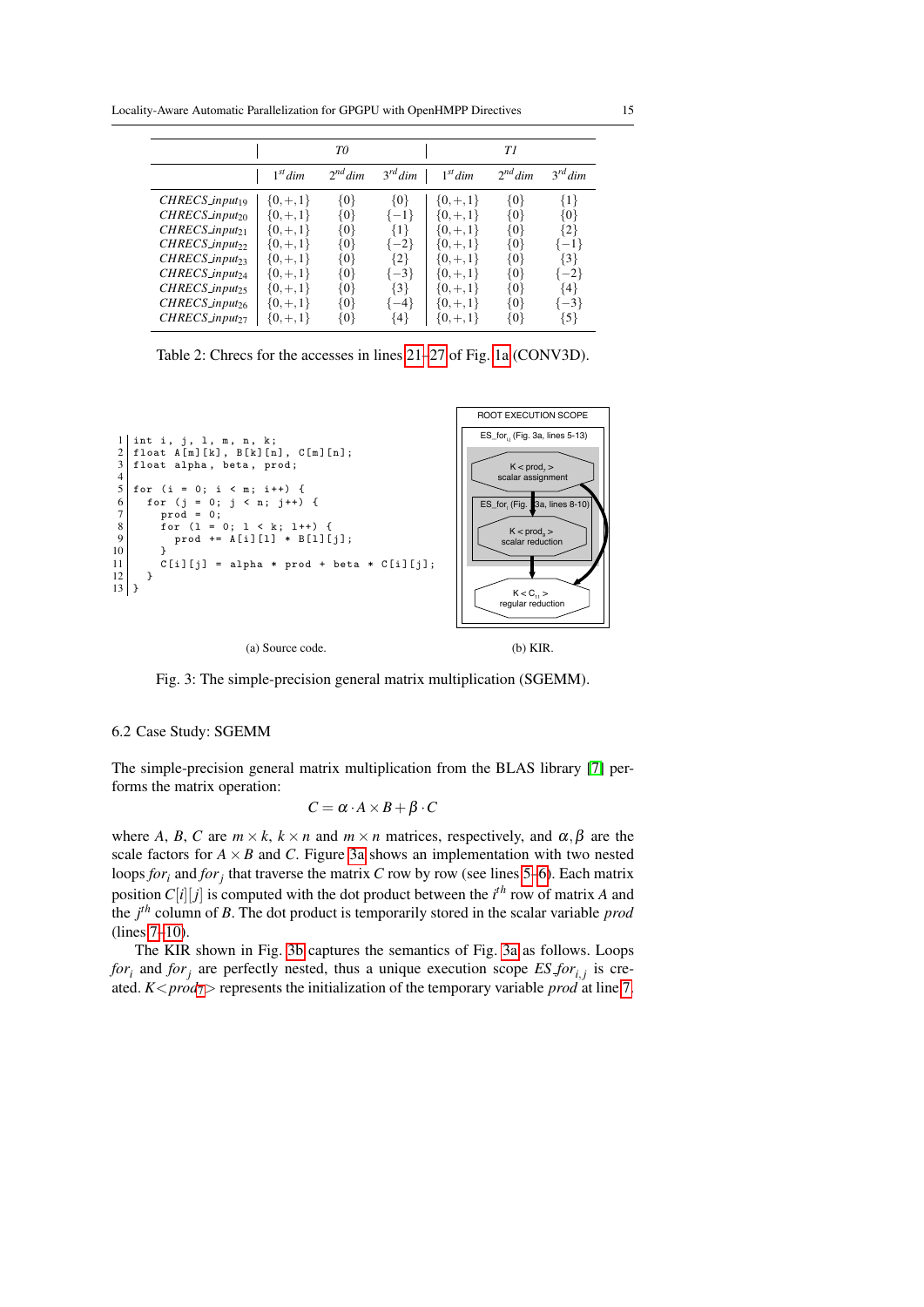| | *T0* | | | *T1* | | |
|---|---|---|---|---|---|---|
| | $1^{st}dim$ | $2^{nd}dim$ | $3^{rd}dim$ | $1^{st}dim$ | $2^{nd}dim$ | $3^{rd}dim$ |
| $CHRECS\_input_{19}$ | $\{0,+,1\}$ | $\{0\}$ | $\{0\}$ | $\{0,+,1\}$ | $\{0\}$ | $\{1\}$ |
| $CHRECS\_input_{20}$ | $\{0,+,1\}$ | $\{0\}$ | $\{-1\}$ | $\{0,+,1\}$ | $\{0\}$ | $\{0\}$ |
| $CHRECS\_input_{21}$ | $\{0,+,1\}$ | $\{0\}$ | $\{1\}$ | $\{0,+,1\}$ | $\{0\}$ | $\{2\}$ |
| $CHRECS\_input_{22}$ | $\{0,+,1\}$ | $\{0\}$ | $\{-2\}$ | $\{0,+,1\}$ | $\{0\}$ | $\{-1\}$ |
| $CHRECS\_input_{23}$ | $\{0,+,1\}$ | $\{0\}$ | $\{2\}$ | $\{0,+,1\}$ | $\{0\}$ | $\{3\}$ |
| $CHRECS\_input_{24}$ | $\{0,+,1\}$ | $\{0\}$ | $\{-3\}$ | $\{0,+,1\}$ | $\{0\}$ | $\{-2\}$ |
| $CHRECS\_input_{25}$ | $\{0,+,1\}$ | $\{0\}$ | $\{3\}$ | $\{0,+,1\}$ | $\{0\}$ | $\{4\}$ |
| $CHRECS\_input_{26}$ | $\{0,+,1\}$ | $\{0\}$ | $\{-4\}$ | $\{0,+,1\}$ | $\{0\}$ | $\{-3\}$ |
| $CHRECS\_input_{27}$ | $\{0,+,1\}$ | $\{0\}$ | $\{4\}$ | $\{0,+,1\}$ | $\{0\}$ | $\{5\}$ |

Table 2: Chrecs for the accesses in lines 21–27 of Fig. 1a (CONV3D).

```
1  int i, j, l, m, n, k;
2  float A[m][k], B[k][n], C[m][n];
3  float alpha, beta, prod;
4
5  for (i = 0; i < m; i++) {
6    for (j = 0; j < n; j++) {
7      prod = 0;
8      for (l = 0; l < k; l++) {
9        prod += A[i][l] * B[l][j];
10     }
11     C[i][j] = alpha * prod + beta * C[i][j];
12   }
13 }
```

(a) Source code.

ROOT EXECUTION SCOPE
- $ES\_for_{i,j}$ (Fig. 3a, lines 5-13)
  - K < $prod_7$ > scalar assignment
  - $ES\_for_l$ (Fig. 3a, lines 8-10)
    - K < $prod_9$ > scalar reduction
  - K < $C_{11}$ > regular reduction

(b) KIR.

Fig. 3: The simple-precision general matrix multiplication (SGEMM).

### 6.2 Case Study: SGEMM

The simple-precision general matrix multiplication from the BLAS library [7] performs the matrix operation:

$$C = \alpha \cdot A \times B + \beta \cdot C$$

where $A$, $B$, $C$ are $m \times k$, $k \times n$ and $m \times n$ matrices, respectively, and $\alpha, \beta$ are the scale factors for $A \times B$ and $C$. Figure 3a shows an implementation with two nested loops $for_i$ and $for_j$ that traverse the matrix $C$ row by row (see lines 5–6). Each matrix position $C[i][j]$ is computed with the dot product between the $i^{th}$ row of matrix $A$ and the $j^{th}$ column of $B$. The dot product is temporarily stored in the scalar variable *prod* (lines 7–10).

The KIR shown in Fig. 3b captures the semantics of Fig. 3a as follows. Loops $for_i$ and $for_j$ are perfectly nested, thus a unique execution scope $ES\_for_{i,j}$ is created. $K{<}prod_7{>}$ represents the initialization of the temporary variable *prod* at line 7.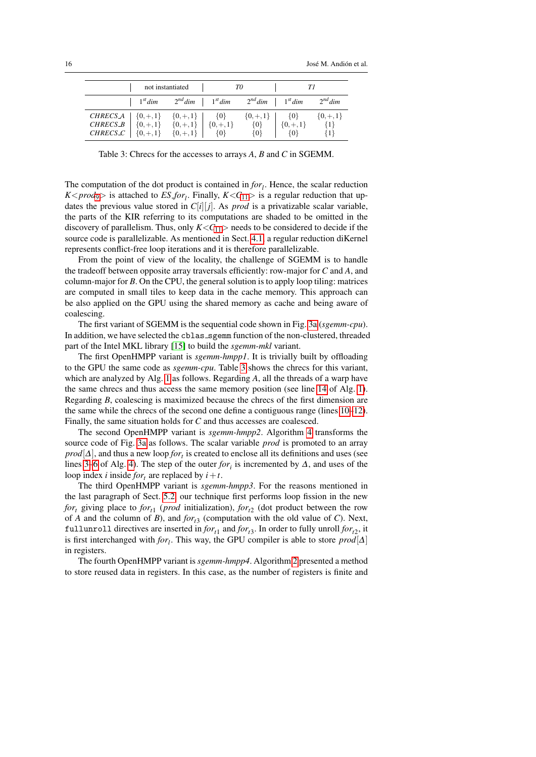| | not instantiated | | T0 | | T1 | |
|---|---|---|---|---|---|---|
| | $1^{st}$ *dim* | $2^{nd}$ *dim* | $1^{st}$ *dim* | $2^{nd}$ *dim* | $1^{st}$ *dim* | $2^{nd}$ *dim* |
| *CHRECS_A* | $\{0,+,1\}$ | $\{0,+,1\}$ | $\{0\}$ | $\{0,+,1\}$ | $\{0\}$ | $\{0,+,1\}$ |
| *CHRECS_B* | $\{0,+,1\}$ | $\{0,+,1\}$ | $\{0,+,1\}$ | $\{0\}$ | $\{0,+,1\}$ | $\{1\}$ |
| *CHRECS_C* | $\{0,+,1\}$ | $\{0,+,1\}$ | $\{0\}$ | $\{0\}$ | $\{0\}$ | $\{1\}$ |

Table 3: Chrecs for the accesses to arrays $A$, $B$ and $C$ in SGEMM.

The computation of the dot product is contained in $for_l$. Hence, the scalar reduction $K{<}prod_9{>}$ is attached to $ES\_for_l$. Finally, $K{<}C_{11}{>}$ is a regular reduction that updates the previous value stored in $C[i][j]$. As *prod* is a privatizable scalar variable, the parts of the KIR referring to its computations are shaded to be omitted in the discovery of parallelism. Thus, only $K{<}C_{11}{>}$ needs to be considered to decide if the source code is parallelizable. As mentioned in Sect. 4.1, a regular reduction diKernel represents conflict-free loop iterations and it is therefore parallelizable.

From the point of view of the locality, the challenge of SGEMM is to handle the tradeoff between opposite array traversals efficiently: row-major for $C$ and $A$, and column-major for $B$. On the CPU, the general solution is to apply loop tiling: matrices are computed in small tiles to keep data in the cache memory. This approach can be also applied on the GPU using the shared memory as cache and being aware of coalescing.

The first variant of SGEMM is the sequential code shown in Fig. 3a (*sgemm-cpu*). In addition, we have selected the `cblas_sgemm` function of the non-clustered, threaded part of the Intel MKL library [15] to build the *sgemm-mkl* variant.

The first OpenHMPP variant is *sgemm-hmpp1*. It is trivially built by offloading to the GPU the same code as *sgemm-cpu*. Table 3 shows the chrecs for this variant, which are analyzed by Alg. 1 as follows. Regarding $A$, all the threads of a warp have the same chrecs and thus access the same memory position (see line 14 of Alg. 1). Regarding $B$, coalescing is maximized because the chrecs of the first dimension are the same while the chrecs of the second one define a contiguous range (lines 10–12). Finally, the same situation holds for $C$ and thus accesses are coalesced.

The second OpenHMPP variant is *sgemm-hmpp2*. Algorithm 4 transforms the source code of Fig. 3a as follows. The scalar variable *prod* is promoted to an array $prod[\Delta]$, and thus a new loop $for_t$ is created to enclose all its definitions and uses (see lines 3–6 of Alg. 4). The step of the outer $for_i$ is incremented by $\Delta$, and uses of the loop index $i$ inside $for_t$ are replaced by $i+t$.

The third OpenHMPP variant is *sgemm-hmpp3*. For the reasons mentioned in the last paragraph of Sect. 5.2, our technique first performs loop fission in the new $for_t$ giving place to $for_{t1}$ (*prod* initialization), $for_{t2}$ (dot product between the row of $A$ and the column of $B$), and $for_{t3}$ (computation with the old value of $C$). Next, `fullunroll` directives are inserted in $for_{t1}$ and $for_{t3}$. In order to fully unroll $for_{t2}$, it is first interchanged with $for_l$. This way, the GPU compiler is able to store $prod[\Delta]$ in registers.

The fourth OpenHMPP variant is *sgemm-hmpp4*. Algorithm 2 presented a method to store reused data in registers. In this case, as the number of registers is finite and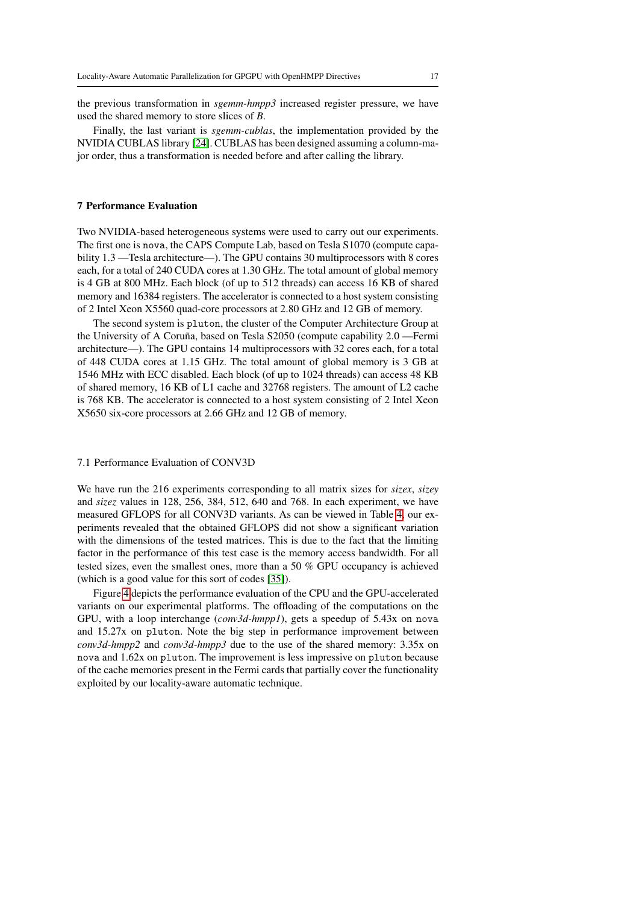the previous transformation in *sgemm-hmpp3* increased register pressure, we have used the shared memory to store slices of *B*.

Finally, the last variant is *sgemm-cublas*, the implementation provided by the NVIDIA CUBLAS library [24]. CUBLAS has been designed assuming a column-major order, thus a transformation is needed before and after calling the library.

## 7 Performance Evaluation

Two NVIDIA-based heterogeneous systems were used to carry out our experiments. The first one is `nova`, the CAPS Compute Lab, based on Tesla S1070 (compute capability 1.3 —Tesla architecture—). The GPU contains 30 multiprocessors with 8 cores each, for a total of 240 CUDA cores at 1.30 GHz. The total amount of global memory is 4 GB at 800 MHz. Each block (of up to 512 threads) can access 16 KB of shared memory and 16384 registers. The accelerator is connected to a host system consisting of 2 Intel Xeon X5560 quad-core processors at 2.80 GHz and 12 GB of memory.

The second system is `pluton`, the cluster of the Computer Architecture Group at the University of A Coruña, based on Tesla S2050 (compute capability 2.0 —Fermi architecture—). The GPU contains 14 multiprocessors with 32 cores each, for a total of 448 CUDA cores at 1.15 GHz. The total amount of global memory is 3 GB at 1546 MHz with ECC disabled. Each block (of up to 1024 threads) can access 48 KB of shared memory, 16 KB of L1 cache and 32768 registers. The amount of L2 cache is 768 KB. The accelerator is connected to a host system consisting of 2 Intel Xeon X5650 six-core processors at 2.66 GHz and 12 GB of memory.

### 7.1 Performance Evaluation of CONV3D

We have run the 216 experiments corresponding to all matrix sizes for *sizex*, *sizey* and *sizez* values in 128, 256, 384, 512, 640 and 768. In each experiment, we have measured GFLOPS for all CONV3D variants. As can be viewed in Table 4, our experiments revealed that the obtained GFLOPS did not show a significant variation with the dimensions of the tested matrices. This is due to the fact that the limiting factor in the performance of this test case is the memory access bandwidth. For all tested sizes, even the smallest ones, more than a 50 % GPU occupancy is achieved (which is a good value for this sort of codes [35]).

Figure 4 depicts the performance evaluation of the CPU and the GPU-accelerated variants on our experimental platforms. The offloading of the computations on the GPU, with a loop interchange (*conv3d-hmpp1*), gets a speedup of 5.43x on `nova` and 15.27x on `pluton`. Note the big step in performance improvement between *conv3d-hmpp2* and *conv3d-hmpp3* due to the use of the shared memory: 3.35x on `nova` and 1.62x on `pluton`. The improvement is less impressive on `pluton` because of the cache memories present in the Fermi cards that partially cover the functionality exploited by our locality-aware automatic technique.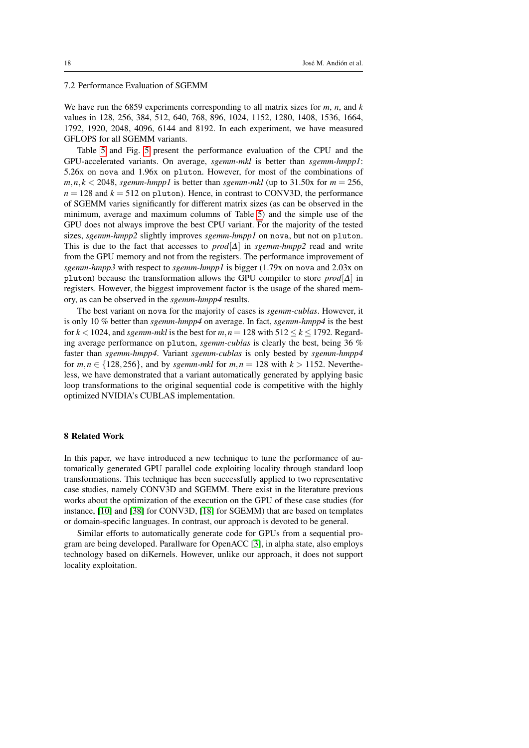### 7.2 Performance Evaluation of SGEMM

We have run the 6859 experiments corresponding to all matrix sizes for $m$, $n$, and $k$ values in 128, 256, 384, 512, 640, 768, 896, 1024, 1152, 1280, 1408, 1536, 1664, 1792, 1920, 2048, 4096, 6144 and 8192. In each experiment, we have measured GFLOPS for all SGEMM variants.

Table 5 and Fig. 5 present the performance evaluation of the CPU and the GPU-accelerated variants. On average, *sgemm-mkl* is better than *sgemm-hmpp1*: 5.26x on `nova` and 1.96x on `pluton`. However, for most of the combinations of $m,n,k < 2048$, *sgemm-hmpp1* is better than *sgemm-mkl* (up to 31.50x for $m = 256$, $n = 128$ and $k = 512$ on `pluton`). Hence, in contrast to CONV3D, the performance of SGEMM varies significantly for different matrix sizes (as can be observed in the minimum, average and maximum columns of Table 5) and the simple use of the GPU does not always improve the best CPU variant. For the majority of the tested sizes, *sgemm-hmpp2* slightly improves *sgemm-hmpp1* on `nova`, but not on `pluton`. This is due to the fact that accesses to $prod[\Delta]$ in *sgemm-hmpp2* read and write from the GPU memory and not from the registers. The performance improvement of *sgemm-hmpp3* with respect to *sgemm-hmpp1* is bigger (1.79x on `nova` and 2.03x on `pluton`) because the transformation allows the GPU compiler to store $prod[\Delta]$ in registers. However, the biggest improvement factor is the usage of the shared memory, as can be observed in the *sgemm-hmpp4* results.

The best variant on `nova` for the majority of cases is *sgemm-cublas*. However, it is only 10 % better than *sgemm-hmpp4* on average. In fact, *sgemm-hmpp4* is the best for $k < 1024$, and *sgemm-mkl* is the best for $m,n = 128$ with $512 \leq k \leq 1792$. Regarding average performance on `pluton`, *sgemm-cublas* is clearly the best, being 36 % faster than *sgemm-hmpp4*. Variant *sgemm-cublas* is only bested by *sgemm-hmpp4* for $m,n \in \{128,256\}$, and by *sgemm-mkl* for $m,n = 128$ with $k > 1152$. Nevertheless, we have demonstrated that a variant automatically generated by applying basic loop transformations to the original sequential code is competitive with the highly optimized NVIDIA's CUBLAS implementation.

## 8 Related Work

In this paper, we have introduced a new technique to tune the performance of automatically generated GPU parallel code exploiting locality through standard loop transformations. This technique has been successfully applied to two representative case studies, namely CONV3D and SGEMM. There exist in the literature previous works about the optimization of the execution on the GPU of these case studies (for instance, [10] and [38] for CONV3D, [18] for SGEMM) that are based on templates or domain-specific languages. In contrast, our approach is devoted to be general.

Similar efforts to automatically generate code for GPUs from a sequential program are being developed. Parallware for OpenACC [3], in alpha state, also employs technology based on diKernels. However, unlike our approach, it does not support locality exploitation.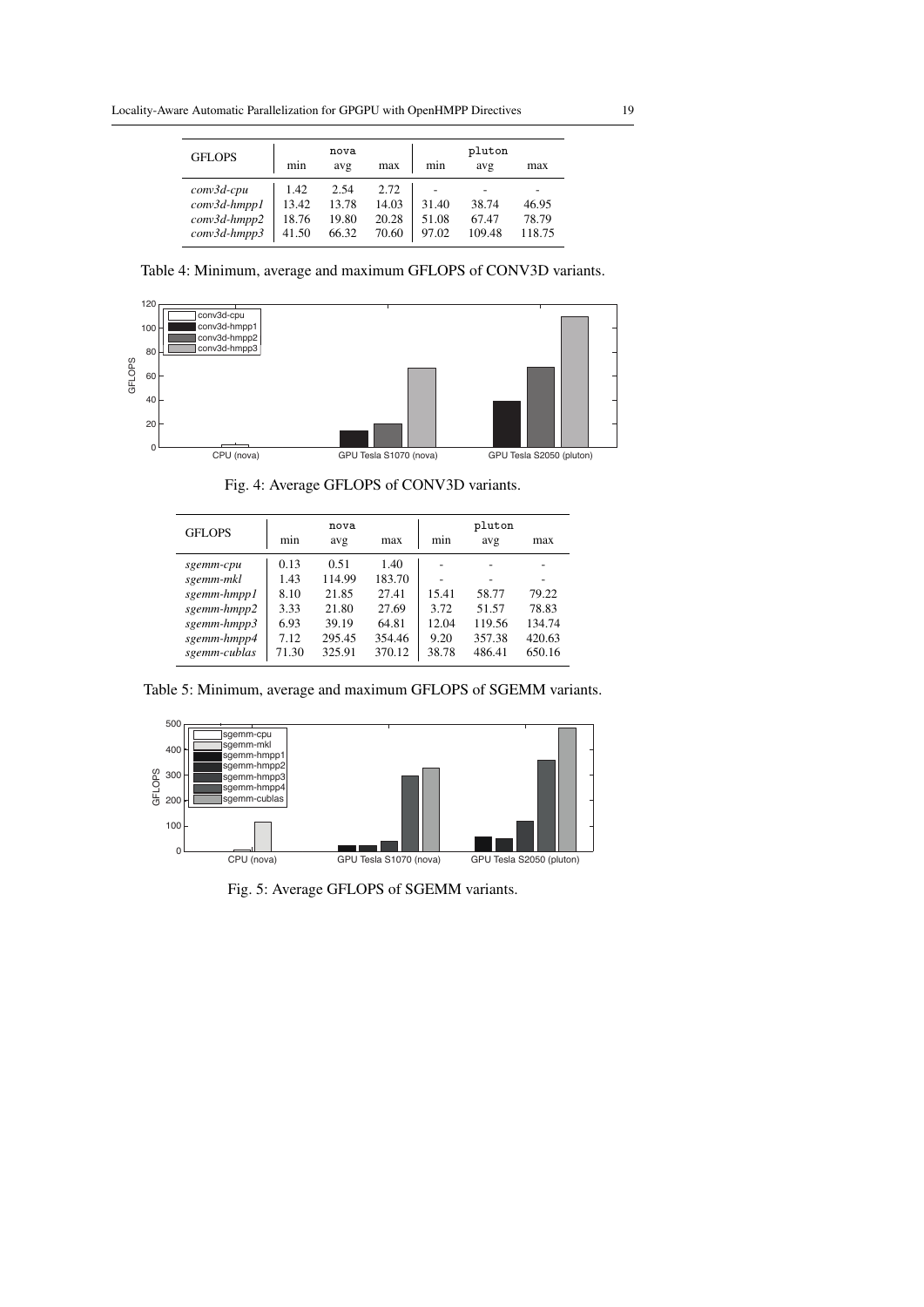| GFLOPS | nova | | | pluton | | |
|---|---|---|---|---|---|---|
| | min | avg | max | min | avg | max |
| *conv3d-cpu* | 1.42 | 2.54 | 2.72 | - | - | - |
| *conv3d-hmpp1* | 13.42 | 13.78 | 14.03 | 31.40 | 38.74 | 46.95 |
| *conv3d-hmpp2* | 18.76 | 19.80 | 20.28 | 51.08 | 67.47 | 78.79 |
| *conv3d-hmpp3* | 41.50 | 66.32 | 70.60 | 97.02 | 109.48 | 118.75 |

Table 4: Minimum, average and maximum GFLOPS of CONV3D variants.

Fig. 4: Average GFLOPS of CONV3D variants.

| GFLOPS | nova | | | pluton | | |
|---|---|---|---|---|---|---|
| | min | avg | max | min | avg | max |
| *sgemm-cpu* | 0.13 | 0.51 | 1.40 | - | - | - |
| *sgemm-mkl* | 1.43 | 114.99 | 183.70 | - | - | - |
| *sgemm-hmpp1* | 8.10 | 21.85 | 27.41 | 15.41 | 58.77 | 79.22 |
| *sgemm-hmpp2* | 3.33 | 21.80 | 27.69 | 3.72 | 51.57 | 78.83 |
| *sgemm-hmpp3* | 6.93 | 39.19 | 64.81 | 12.04 | 119.56 | 134.74 |
| *sgemm-hmpp4* | 7.12 | 295.45 | 354.46 | 9.20 | 357.38 | 420.63 |
| *sgemm-cublas* | 71.30 | 325.91 | 370.12 | 38.78 | 486.41 | 650.16 |

Table 5: Minimum, average and maximum GFLOPS of SGEMM variants.

Fig. 5: Average GFLOPS of SGEMM variants.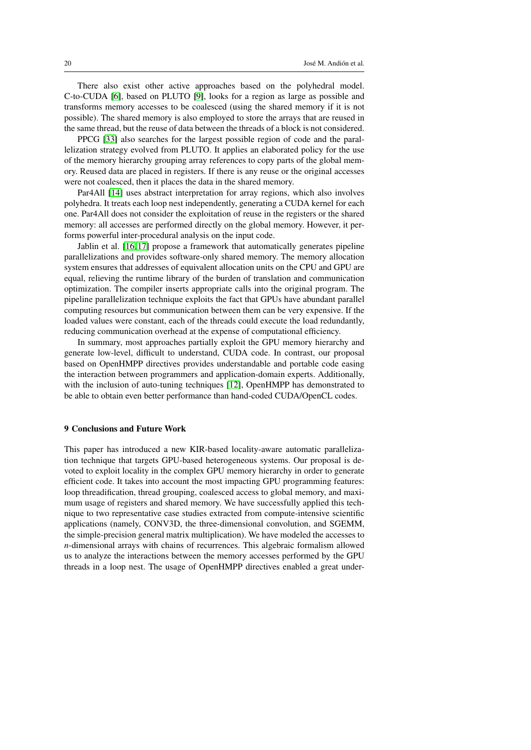There also exist other active approaches based on the polyhedral model. C-to-CUDA [6], based on PLUTO [9], looks for a region as large as possible and transforms memory accesses to be coalesced (using the shared memory if it is not possible). The shared memory is also employed to store the arrays that are reused in the same thread, but the reuse of data between the threads of a block is not considered.

PPCG [33] also searches for the largest possible region of code and the parallelization strategy evolved from PLUTO. It applies an elaborated policy for the use of the memory hierarchy grouping array references to copy parts of the global memory. Reused data are placed in registers. If there is any reuse or the original accesses were not coalesced, then it places the data in the shared memory.

Par4All [14] uses abstract interpretation for array regions, which also involves polyhedra. It treats each loop nest independently, generating a CUDA kernel for each one. Par4All does not consider the exploitation of reuse in the registers or the shared memory: all accesses are performed directly on the global memory. However, it performs powerful inter-procedural analysis on the input code.

Jablin et al. [16,17] propose a framework that automatically generates pipeline parallelizations and provides software-only shared memory. The memory allocation system ensures that addresses of equivalent allocation units on the CPU and GPU are equal, relieving the runtime library of the burden of translation and communication optimization. The compiler inserts appropriate calls into the original program. The pipeline parallelization technique exploits the fact that GPUs have abundant parallel computing resources but communication between them can be very expensive. If the loaded values were constant, each of the threads could execute the load redundantly, reducing communication overhead at the expense of computational efficiency.

In summary, most approaches partially exploit the GPU memory hierarchy and generate low-level, difficult to understand, CUDA code. In contrast, our proposal based on OpenHMPP directives provides understandable and portable code easing the interaction between programmers and application-domain experts. Additionally, with the inclusion of auto-tuning techniques [12], OpenHMPP has demonstrated to be able to obtain even better performance than hand-coded CUDA/OpenCL codes.

## 9 Conclusions and Future Work

This paper has introduced a new KIR-based locality-aware automatic parallelization technique that targets GPU-based heterogeneous systems. Our proposal is devoted to exploit locality in the complex GPU memory hierarchy in order to generate efficient code. It takes into account the most impacting GPU programming features: loop threadification, thread grouping, coalesced access to global memory, and maximum usage of registers and shared memory. We have successfully applied this technique to two representative case studies extracted from compute-intensive scientific applications (namely, CONV3D, the three-dimensional convolution, and SGEMM, the simple-precision general matrix multiplication). We have modeled the accesses to $n$-dimensional arrays with chains of recurrences. This algebraic formalism allowed us to analyze the interactions between the memory accesses performed by the GPU threads in a loop nest. The usage of OpenHMPP directives enabled a great under-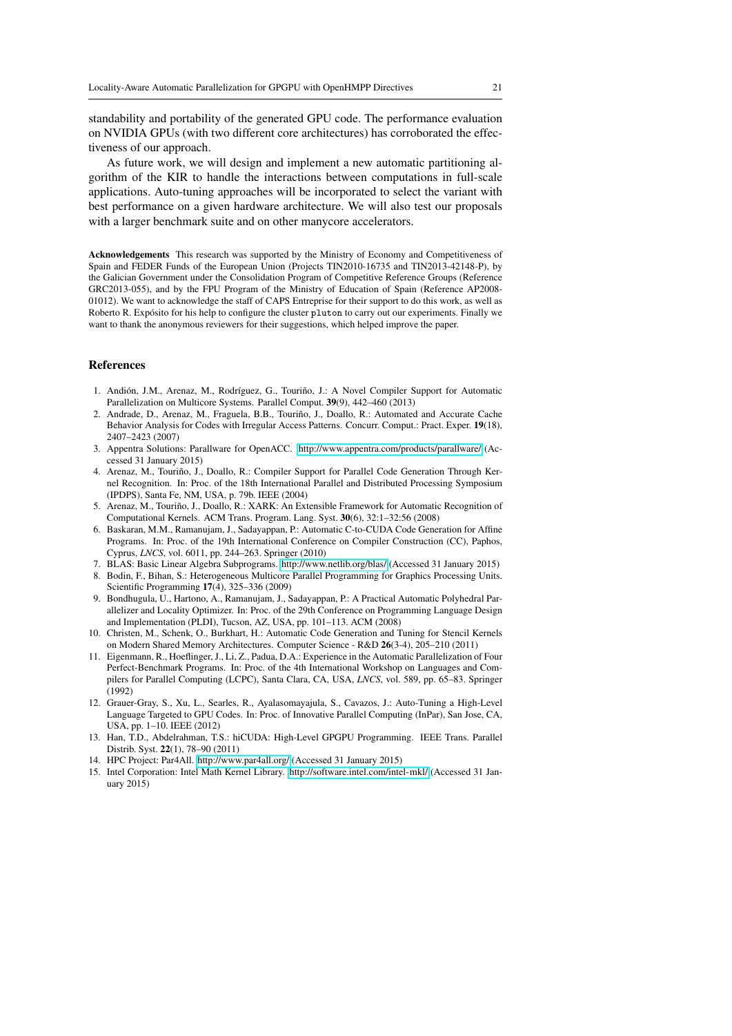standability and portability of the generated GPU code. The performance evaluation on NVIDIA GPUs (with two different core architectures) has corroborated the effectiveness of our approach.

As future work, we will design and implement a new automatic partitioning algorithm of the KIR to handle the interactions between computations in full-scale applications. Auto-tuning approaches will be incorporated to select the variant with best performance on a given hardware architecture. We will also test our proposals with a larger benchmark suite and on other manycore accelerators.

**Acknowledgements** This research was supported by the Ministry of Economy and Competitiveness of Spain and FEDER Funds of the European Union (Projects TIN2010-16735 and TIN2013-42148-P), by the Galician Government under the Consolidation Program of Competitive Reference Groups (Reference GRC2013-055), and by the FPU Program of the Ministry of Education of Spain (Reference AP2008-01012). We want to acknowledge the staff of CAPS Entreprise for their support to do this work, as well as Roberto R. Expósito for his help to configure the cluster `pluton` to carry out our experiments. Finally we want to thank the anonymous reviewers for their suggestions, which helped improve the paper.

## References

1. Andión, J.M., Arenaz, M., Rodríguez, G., Touriño, J.: A Novel Compiler Support for Automatic Parallelization on Multicore Systems. Parallel Comput. **39**(9), 442–460 (2013)
2. Andrade, D., Arenaz, M., Fraguela, B.B., Touriño, J., Doallo, R.: Automated and Accurate Cache Behavior Analysis for Codes with Irregular Access Patterns. Concurr. Comput.: Pract. Exper. **19**(18), 2407–2423 (2007)
3. Appentra Solutions: Parallware for OpenACC. http://www.appentra.com/products/parallware/ (Accessed 31 January 2015)
4. Arenaz, M., Touriño, J., Doallo, R.: Compiler Support for Parallel Code Generation Through Kernel Recognition. In: Proc. of the 18th International Parallel and Distributed Processing Symposium (IPDPS), Santa Fe, NM, USA, p. 79b. IEEE (2004)
5. Arenaz, M., Touriño, J., Doallo, R.: XARK: An Extensible Framework for Automatic Recognition of Computational Kernels. ACM Trans. Program. Lang. Syst. **30**(6), 32:1–32:56 (2008)
6. Baskaran, M.M., Ramanujam, J., Sadayappan, P.: Automatic C-to-CUDA Code Generation for Affine Programs. In: Proc. of the 19th International Conference on Compiler Construction (CC), Paphos, Cyprus, *LNCS*, vol. 6011, pp. 244–263. Springer (2010)
7. BLAS: Basic Linear Algebra Subprograms. http://www.netlib.org/blas/ (Accessed 31 January 2015)
8. Bodin, F., Bihan, S.: Heterogeneous Multicore Parallel Programming for Graphics Processing Units. Scientific Programming **17**(4), 325–336 (2009)
9. Bondhugula, U., Hartono, A., Ramanujam, J., Sadayappan, P.: A Practical Automatic Polyhedral Parallelizer and Locality Optimizer. In: Proc. of the 29th Conference on Programming Language Design and Implementation (PLDI), Tucson, AZ, USA, pp. 101–113. ACM (2008)
10. Christen, M., Schenk, O., Burkhart, H.: Automatic Code Generation and Tuning for Stencil Kernels on Modern Shared Memory Architectures. Computer Science - R&D **26**(3-4), 205–210 (2011)
11. Eigenmann, R., Hoeflinger, J., Li, Z., Padua, D.A.: Experience in the Automatic Parallelization of Four Perfect-Benchmark Programs. In: Proc. of the 4th International Workshop on Languages and Compilers for Parallel Computing (LCPC), Santa Clara, CA, USA, *LNCS*, vol. 589, pp. 65–83. Springer (1992)
12. Grauer-Gray, S., Xu, L., Searles, R., Ayalasomayajula, S., Cavazos, J.: Auto-Tuning a High-Level Language Targeted to GPU Codes. In: Proc. of Innovative Parallel Computing (InPar), San Jose, CA, USA, pp. 1–10. IEEE (2012)
13. Han, T.D., Abdelrahman, T.S.: hiCUDA: High-Level GPGPU Programming. IEEE Trans. Parallel Distrib. Syst. **22**(1), 78–90 (2011)
14. HPC Project: Par4All. http://www.par4all.org/ (Accessed 31 January 2015)
15. Intel Corporation: Intel Math Kernel Library. http://software.intel.com/intel-mkl/ (Accessed 31 January 2015)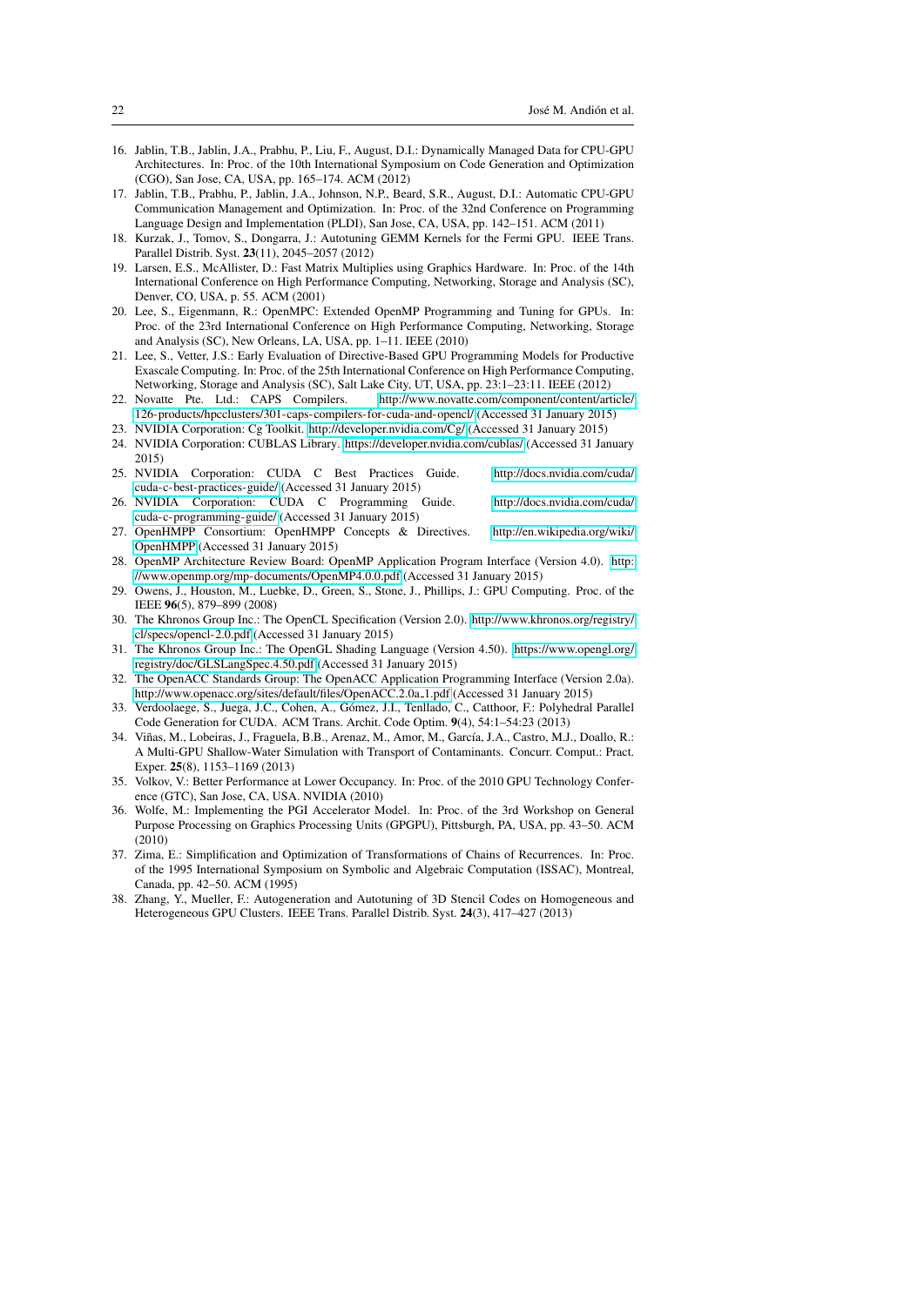16. Jablin, T.B., Jablin, J.A., Prabhu, P., Liu, F., August, D.I.: Dynamically Managed Data for CPU-GPU Architectures. In: Proc. of the 10th International Symposium on Code Generation and Optimization (CGO), San Jose, CA, USA, pp. 165–174. ACM (2012)
17. Jablin, T.B., Prabhu, P., Jablin, J.A., Johnson, N.P., Beard, S.R., August, D.I.: Automatic CPU-GPU Communication Management and Optimization. In: Proc. of the 32nd Conference on Programming Language Design and Implementation (PLDI), San Jose, CA, USA, pp. 142–151. ACM (2011)
18. Kurzak, J., Tomov, S., Dongarra, J.: Autotuning GEMM Kernels for the Fermi GPU. IEEE Trans. Parallel Distrib. Syst. **23**(11), 2045–2057 (2012)
19. Larsen, E.S., McAllister, D.: Fast Matrix Multiplies using Graphics Hardware. In: Proc. of the 14th International Conference on High Performance Computing, Networking, Storage and Analysis (SC), Denver, CO, USA, p. 55. ACM (2001)
20. Lee, S., Eigenmann, R.: OpenMPC: Extended OpenMP Programming and Tuning for GPUs. In: Proc. of the 23rd International Conference on High Performance Computing, Networking, Storage and Analysis (SC), New Orleans, LA, USA, pp. 1–11. IEEE (2010)
21. Lee, S., Vetter, J.S.: Early Evaluation of Directive-Based GPU Programming Models for Productive Exascale Computing. In: Proc. of the 25th International Conference on High Performance Computing, Networking, Storage and Analysis (SC), Salt Lake City, UT, USA, pp. 23:1–23:11. IEEE (2012)
22. Novatte Pte. Ltd.: CAPS Compilers. http://www.novatte.com/component/content/article/126-products/hpcclusters/301-caps-compilers-for-cuda-and-opencl/ (Accessed 31 January 2015)
23. NVIDIA Corporation: Cg Toolkit. http://developer.nvidia.com/Cg/ (Accessed 31 January 2015)
24. NVIDIA Corporation: CUBLAS Library. https://developer.nvidia.com/cublas/ (Accessed 31 January 2015)
25. NVIDIA Corporation: CUDA C Best Practices Guide. http://docs.nvidia.com/cuda/cuda-c-best-practices-guide/ (Accessed 31 January 2015)
26. NVIDIA Corporation: CUDA C Programming Guide. http://docs.nvidia.com/cuda/cuda-c-programming-guide/ (Accessed 31 January 2015)
27. OpenHMPP Consortium: OpenHMPP Concepts & Directives. http://en.wikipedia.org/wiki/OpenHMPP (Accessed 31 January 2015)
28. OpenMP Architecture Review Board: OpenMP Application Program Interface (Version 4.0). http://www.openmp.org/mp-documents/OpenMP4.0.0.pdf (Accessed 31 January 2015)
29. Owens, J., Houston, M., Luebke, D., Green, S., Stone, J., Phillips, J.: GPU Computing. Proc. of the IEEE **96**(5), 879–899 (2008)
30. The Khronos Group Inc.: The OpenCL Specification (Version 2.0). http://www.khronos.org/registry/cl/specs/opencl-2.0.pdf (Accessed 31 January 2015)
31. The Khronos Group Inc.: The OpenGL Shading Language (Version 4.50). https://www.opengl.org/registry/doc/GLSLangSpec.4.50.pdf (Accessed 31 January 2015)
32. The OpenACC Standards Group: The OpenACC Application Programming Interface (Version 2.0a). http://www.openacc.org/sites/default/files/OpenACC.2.0a_1.pdf (Accessed 31 January 2015)
33. Verdoolaege, S., Juega, J.C., Cohen, A., Gómez, J.I., Tenllado, C., Catthoor, F.: Polyhedral Parallel Code Generation for CUDA. ACM Trans. Archit. Code Optim. **9**(4), 54:1–54:23 (2013)
34. Viñas, M., Lobeiras, J., Fraguela, B.B., Arenaz, M., Amor, M., García, J.A., Castro, M.J., Doallo, R.: A Multi-GPU Shallow-Water Simulation with Transport of Contaminants. Concurr. Comput.: Pract. Exper. **25**(8), 1153–1169 (2013)
35. Volkov, V.: Better Performance at Lower Occupancy. In: Proc. of the 2010 GPU Technology Conference (GTC), San Jose, CA, USA. NVIDIA (2010)
36. Wolfe, M.: Implementing the PGI Accelerator Model. In: Proc. of the 3rd Workshop on General Purpose Processing on Graphics Processing Units (GPGPU), Pittsburgh, PA, USA, pp. 43–50. ACM (2010)
37. Zima, E.: Simplification and Optimization of Transformations of Chains of Recurrences. In: Proc. of the 1995 International Symposium on Symbolic and Algebraic Computation (ISSAC), Montreal, Canada, pp. 42–50. ACM (1995)
38. Zhang, Y., Mueller, F.: Autogeneration and Autotuning of 3D Stencil Codes on Homogeneous and Heterogeneous GPU Clusters. IEEE Trans. Parallel Distrib. Syst. **24**(3), 417–427 (2013)